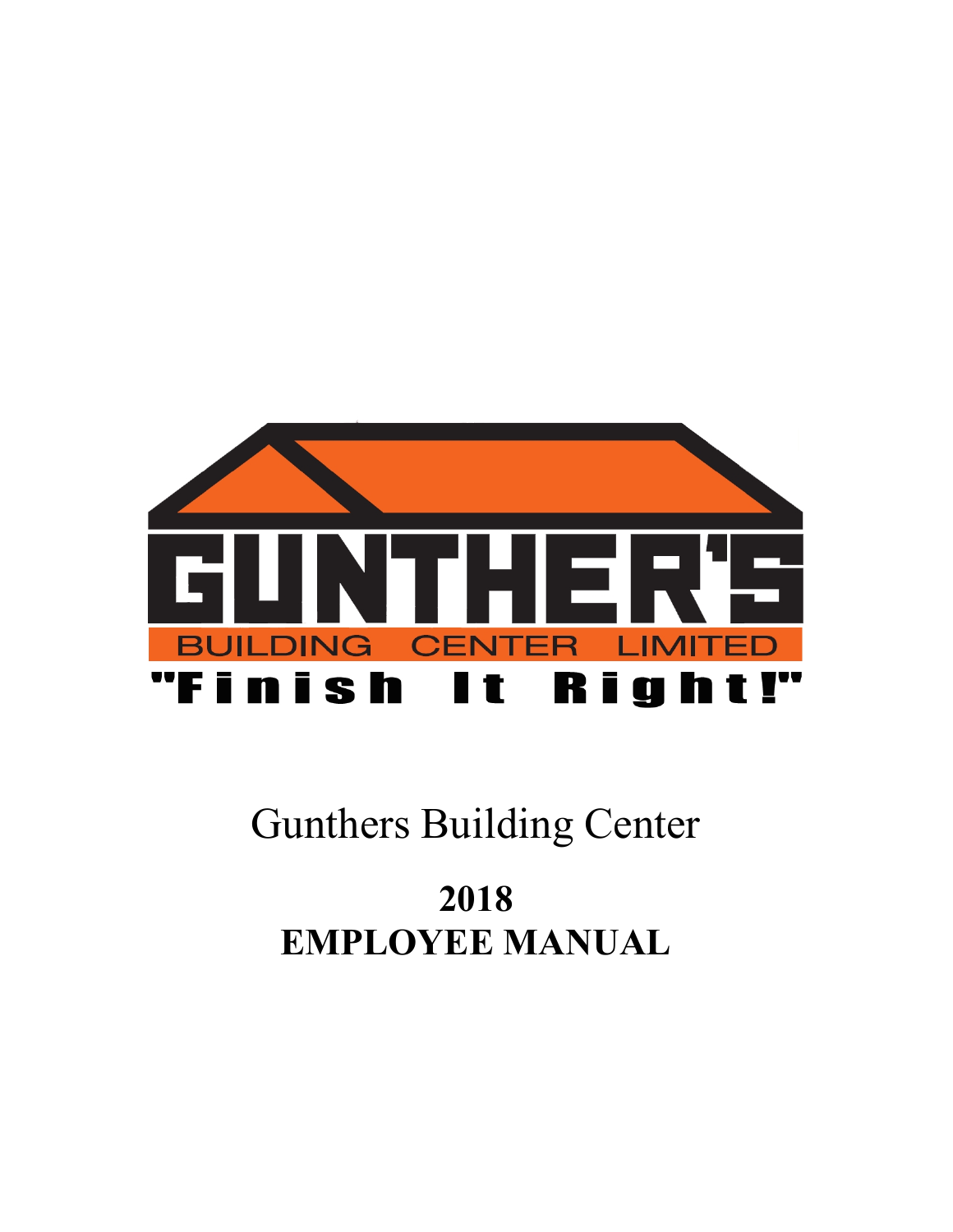GUNTHER'S

BUILDING CENTER LIMITED

"Finish It Right!"

Gunthers Building Center

# 2018
# EMPLOYEE MANUAL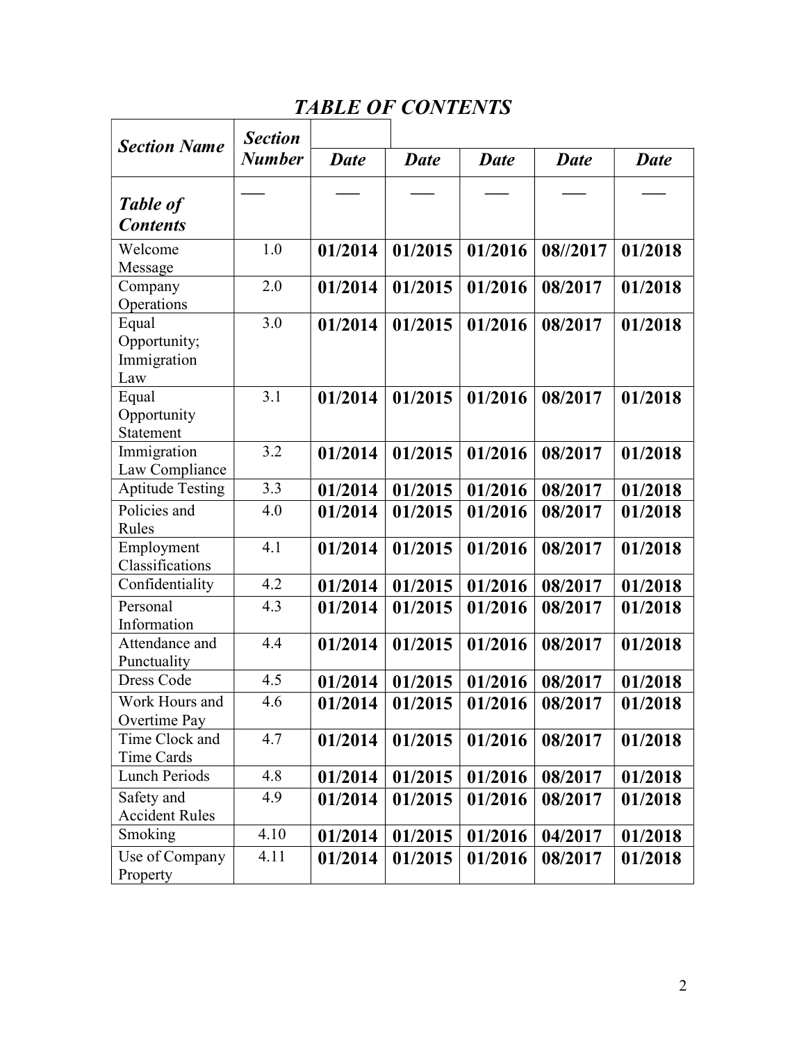## *TABLE OF CONTENTS*

| ***Section Name*** | ***Section Number*** | ***Date*** | ***Date*** | ***Date*** | ***Date*** | ***Date*** |
|---|---|---|---|---|---|---|
| ***Table of Contents*** | ___ | ___ | ___ | ___ | ___ | ___ |
| Welcome Message | 1.0 | **01/2014** | **01/2015** | **01/2016** | **08//2017** | **01/2018** |
| Company Operations | 2.0 | **01/2014** | **01/2015** | **01/2016** | **08/2017** | **01/2018** |
| Equal Opportunity; Immigration Law | 3.0 | **01/2014** | **01/2015** | **01/2016** | **08/2017** | **01/2018** |
| Equal Opportunity Statement | 3.1 | **01/2014** | **01/2015** | **01/2016** | **08/2017** | **01/2018** |
| Immigration Law Compliance | 3.2 | **01/2014** | **01/2015** | **01/2016** | **08/2017** | **01/2018** |
| Aptitude Testing | 3.3 | **01/2014** | **01/2015** | **01/2016** | **08/2017** | **01/2018** |
| Policies and Rules | 4.0 | **01/2014** | **01/2015** | **01/2016** | **08/2017** | **01/2018** |
| Employment Classifications | 4.1 | **01/2014** | **01/2015** | **01/2016** | **08/2017** | **01/2018** |
| Confidentiality | 4.2 | **01/2014** | **01/2015** | **01/2016** | **08/2017** | **01/2018** |
| Personal Information | 4.3 | **01/2014** | **01/2015** | **01/2016** | **08/2017** | **01/2018** |
| Attendance and Punctuality | 4.4 | **01/2014** | **01/2015** | **01/2016** | **08/2017** | **01/2018** |
| Dress Code | 4.5 | **01/2014** | **01/2015** | **01/2016** | **08/2017** | **01/2018** |
| Work Hours and Overtime Pay | 4.6 | **01/2014** | **01/2015** | **01/2016** | **08/2017** | **01/2018** |
| Time Clock and Time Cards | 4.7 | **01/2014** | **01/2015** | **01/2016** | **08/2017** | **01/2018** |
| Lunch Periods | 4.8 | **01/2014** | **01/2015** | **01/2016** | **08/2017** | **01/2018** |
| Safety and Accident Rules | 4.9 | **01/2014** | **01/2015** | **01/2016** | **08/2017** | **01/2018** |
| Smoking | 4.10 | **01/2014** | **01/2015** | **01/2016** | **04/2017** | **01/2018** |
| Use of Company Property | 4.11 | **01/2014** | **01/2015** | **01/2016** | **08/2017** | **01/2018** |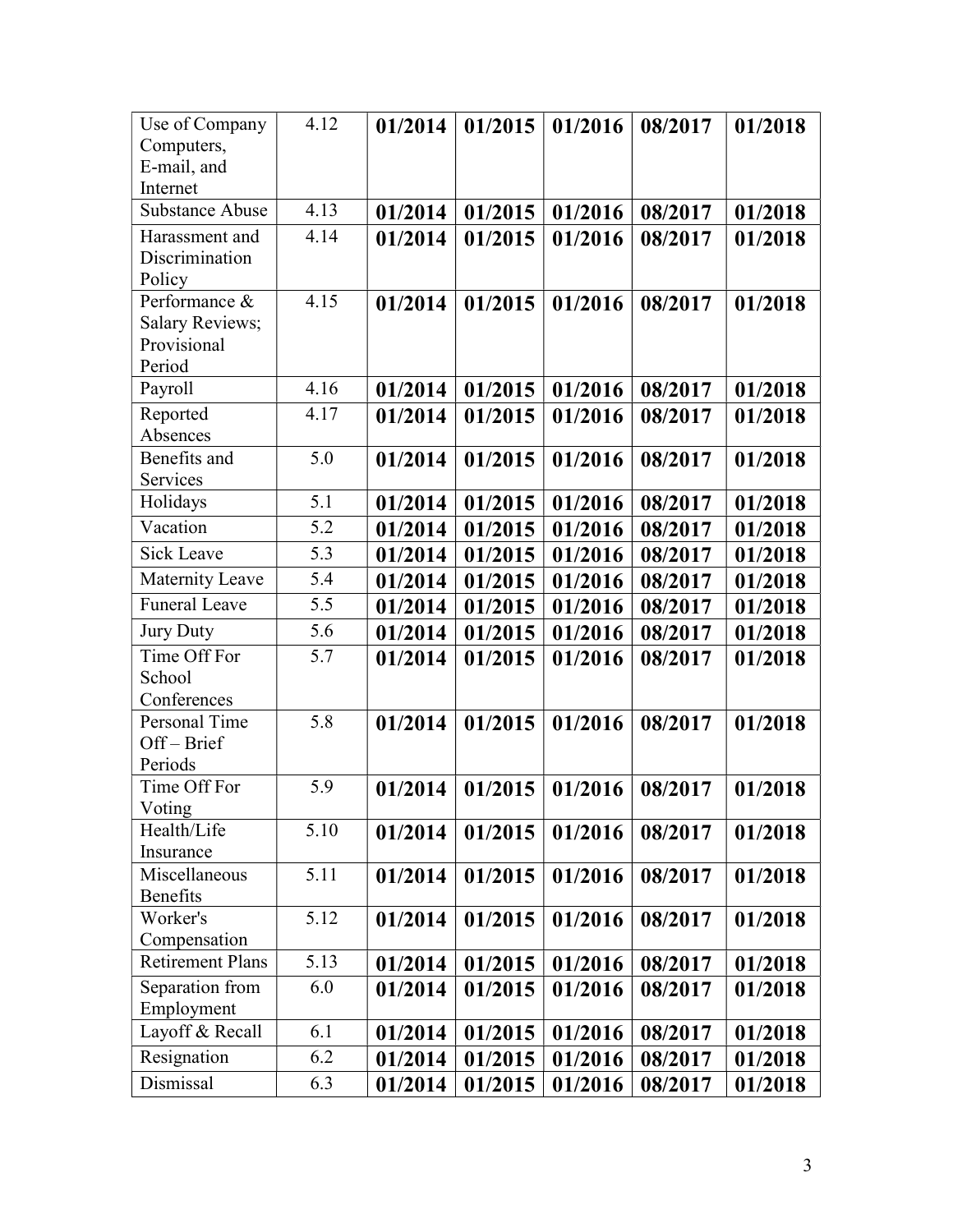| Use of Company Computers, E-mail, and Internet | 4.12 | **01/2014** | **01/2015** | **01/2016** | **08/2017** | **01/2018** |
|---|---|---|---|---|---|---|
| Substance Abuse | 4.13 | **01/2014** | **01/2015** | **01/2016** | **08/2017** | **01/2018** |
| Harassment and Discrimination Policy | 4.14 | **01/2014** | **01/2015** | **01/2016** | **08/2017** | **01/2018** |
| Performance & Salary Reviews; Provisional Period | 4.15 | **01/2014** | **01/2015** | **01/2016** | **08/2017** | **01/2018** |
| Payroll | 4.16 | **01/2014** | **01/2015** | **01/2016** | **08/2017** | **01/2018** |
| Reported Absences | 4.17 | **01/2014** | **01/2015** | **01/2016** | **08/2017** | **01/2018** |
| Benefits and Services | 5.0 | **01/2014** | **01/2015** | **01/2016** | **08/2017** | **01/2018** |
| Holidays | 5.1 | **01/2014** | **01/2015** | **01/2016** | **08/2017** | **01/2018** |
| Vacation | 5.2 | **01/2014** | **01/2015** | **01/2016** | **08/2017** | **01/2018** |
| Sick Leave | 5.3 | **01/2014** | **01/2015** | **01/2016** | **08/2017** | **01/2018** |
| Maternity Leave | 5.4 | **01/2014** | **01/2015** | **01/2016** | **08/2017** | **01/2018** |
| Funeral Leave | 5.5 | **01/2014** | **01/2015** | **01/2016** | **08/2017** | **01/2018** |
| Jury Duty | 5.6 | **01/2014** | **01/2015** | **01/2016** | **08/2017** | **01/2018** |
| Time Off For School Conferences | 5.7 | **01/2014** | **01/2015** | **01/2016** | **08/2017** | **01/2018** |
| Personal Time Off – Brief Periods | 5.8 | **01/2014** | **01/2015** | **01/2016** | **08/2017** | **01/2018** |
| Time Off For Voting | 5.9 | **01/2014** | **01/2015** | **01/2016** | **08/2017** | **01/2018** |
| Health/Life Insurance | 5.10 | **01/2014** | **01/2015** | **01/2016** | **08/2017** | **01/2018** |
| Miscellaneous Benefits | 5.11 | **01/2014** | **01/2015** | **01/2016** | **08/2017** | **01/2018** |
| Worker's Compensation | 5.12 | **01/2014** | **01/2015** | **01/2016** | **08/2017** | **01/2018** |
| Retirement Plans | 5.13 | **01/2014** | **01/2015** | **01/2016** | **08/2017** | **01/2018** |
| Separation from Employment | 6.0 | **01/2014** | **01/2015** | **01/2016** | **08/2017** | **01/2018** |
| Layoff & Recall | 6.1 | **01/2014** | **01/2015** | **01/2016** | **08/2017** | **01/2018** |
| Resignation | 6.2 | **01/2014** | **01/2015** | **01/2016** | **08/2017** | **01/2018** |
| Dismissal | 6.3 | **01/2014** | **01/2015** | **01/2016** | **08/2017** | **01/2018** |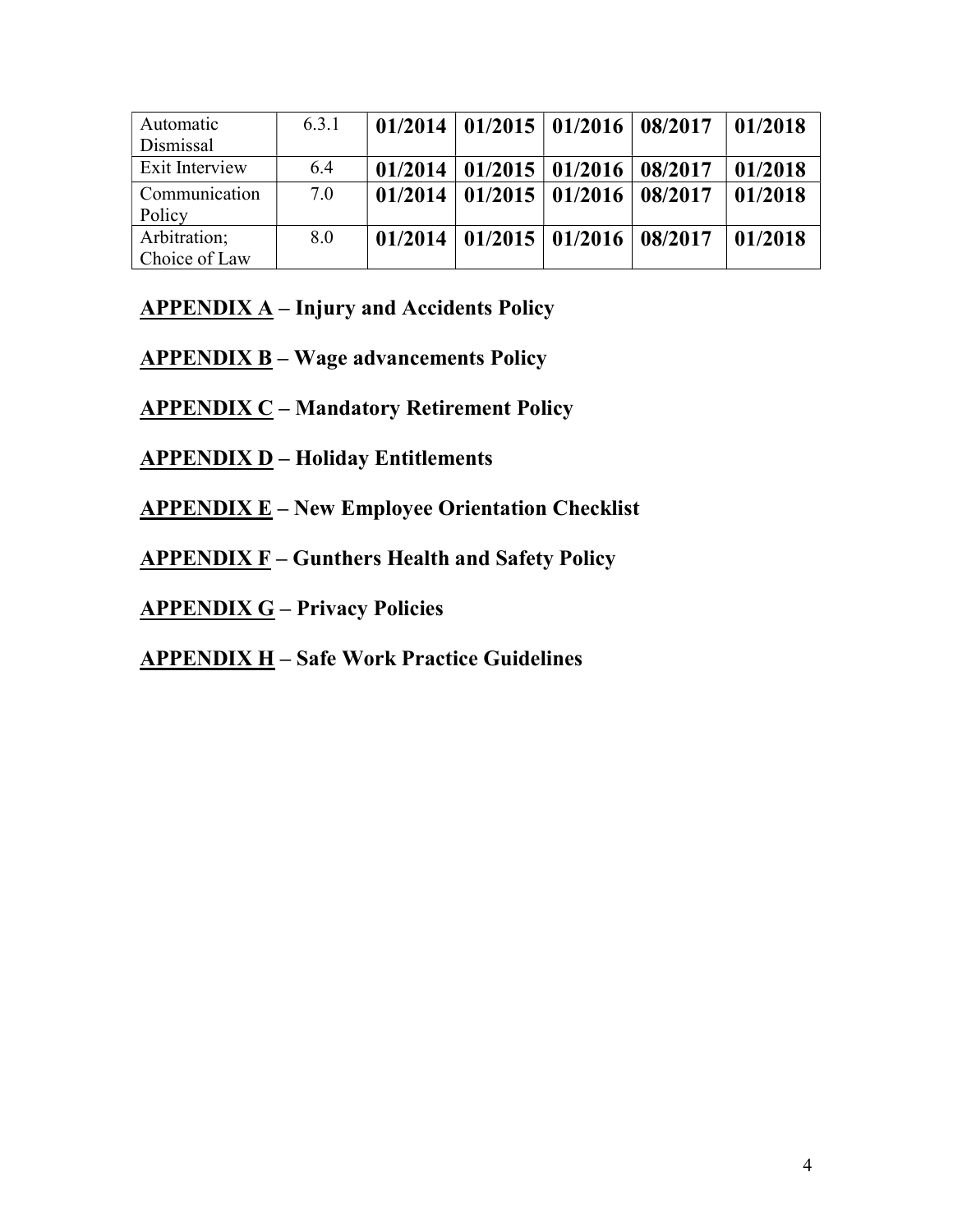| | | | | | | |
|---|---|---|---|---|---|---|
| Automatic Dismissal | 6.3.1 | **01/2014** | **01/2015** | **01/2016** | **08/2017** | **01/2018** |
| Exit Interview | 6.4 | **01/2014** | **01/2015** | **01/2016** | **08/2017** | **01/2018** |
| Communication Policy | 7.0 | **01/2014** | **01/2015** | **01/2016** | **08/2017** | **01/2018** |
| Arbitration; Choice of Law | 8.0 | **01/2014** | **01/2015** | **01/2016** | **08/2017** | **01/2018** |

**APPENDIX A – Injury and Accidents Policy**

**APPENDIX B – Wage advancements Policy**

**APPENDIX C – Mandatory Retirement Policy**

**APPENDIX D – Holiday Entitlements**

**APPENDIX E – New Employee Orientation Checklist**

**APPENDIX F – Gunthers Health and Safety Policy**

**APPENDIX G – Privacy Policies**

**APPENDIX H – Safe Work Practice Guidelines**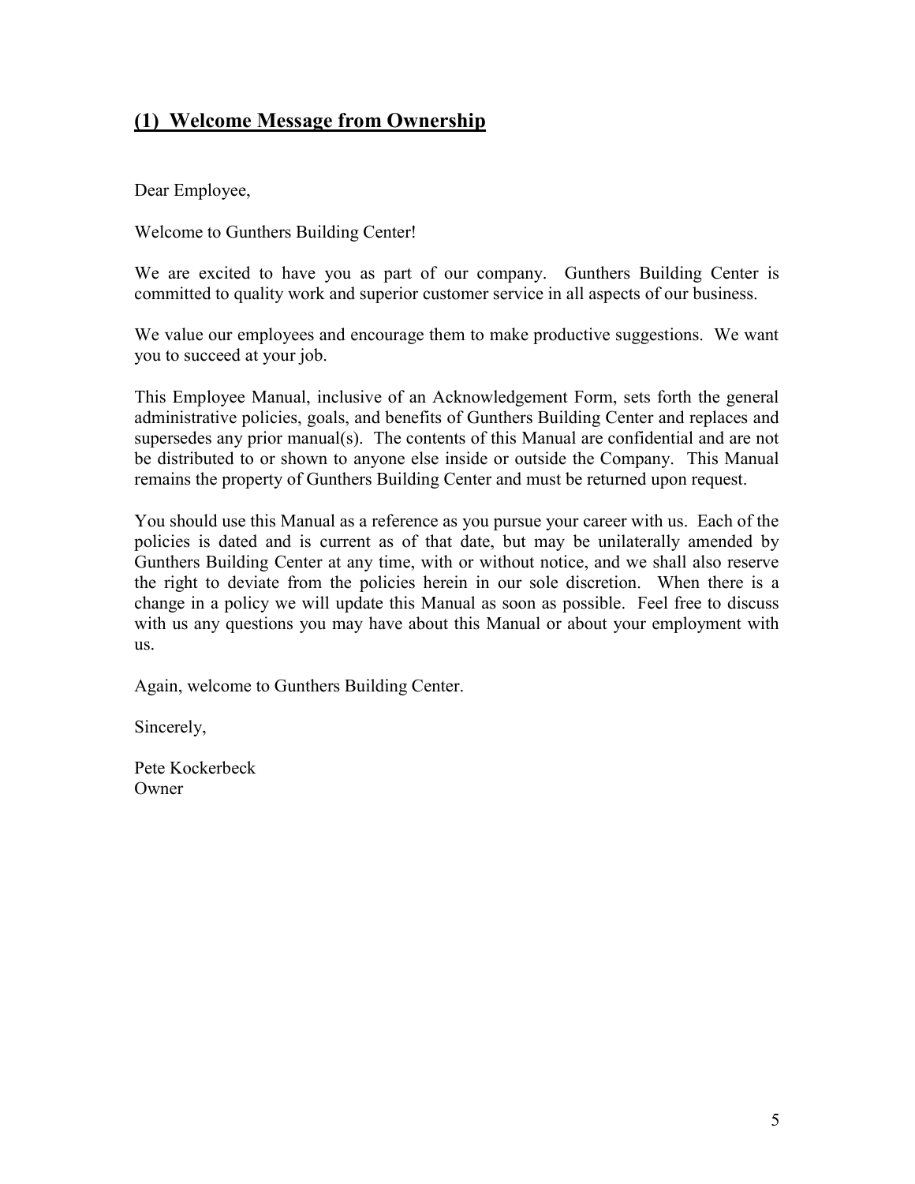## (1) Welcome Message from Ownership

Dear Employee,

Welcome to Gunthers Building Center!

We are excited to have you as part of our company. Gunthers Building Center is committed to quality work and superior customer service in all aspects of our business.

We value our employees and encourage them to make productive suggestions. We want you to succeed at your job.

This Employee Manual, inclusive of an Acknowledgement Form, sets forth the general administrative policies, goals, and benefits of Gunthers Building Center and replaces and supersedes any prior manual(s). The contents of this Manual are confidential and are not be distributed to or shown to anyone else inside or outside the Company. This Manual remains the property of Gunthers Building Center and must be returned upon request.

You should use this Manual as a reference as you pursue your career with us. Each of the policies is dated and is current as of that date, but may be unilaterally amended by Gunthers Building Center at any time, with or without notice, and we shall also reserve the right to deviate from the policies herein in our sole discretion. When there is a change in a policy we will update this Manual as soon as possible. Feel free to discuss with us any questions you may have about this Manual or about your employment with us.

Again, welcome to Gunthers Building Center.

Sincerely,

Pete Kockerbeck
Owner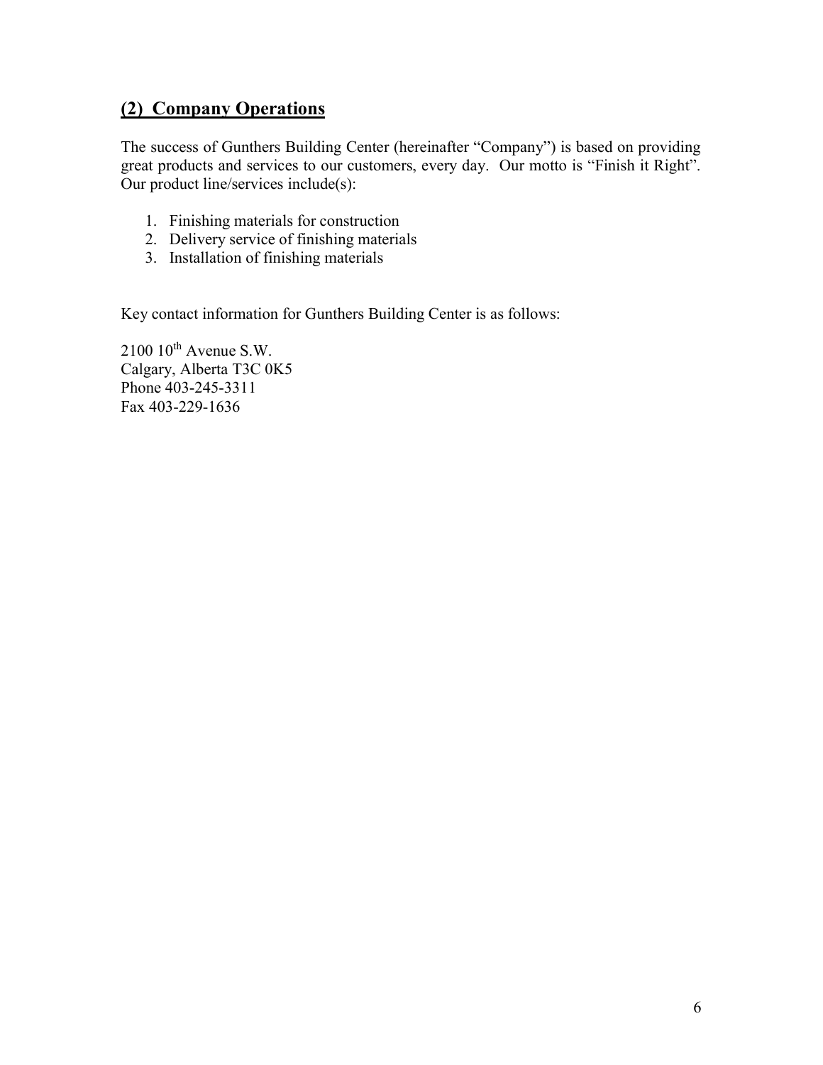## (2) Company Operations

The success of Gunthers Building Center (hereinafter "Company") is based on providing great products and services to our customers, every day. Our motto is "Finish it Right". Our product line/services include(s):

1. Finishing materials for construction
2. Delivery service of finishing materials
3. Installation of finishing materials

Key contact information for Gunthers Building Center is as follows:

2100 10th Avenue S.W.
Calgary, Alberta T3C 0K5
Phone 403-245-3311
Fax 403-229-1636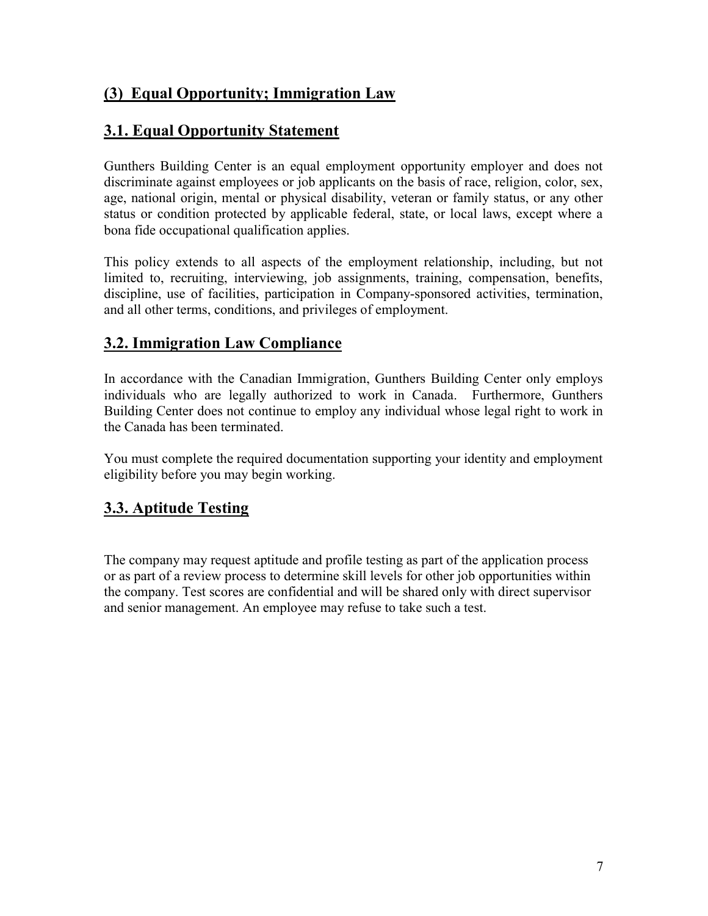## (3) Equal Opportunity; Immigration Law

### 3.1. Equal Opportunity Statement

Gunthers Building Center is an equal employment opportunity employer and does not discriminate against employees or job applicants on the basis of race, religion, color, sex, age, national origin, mental or physical disability, veteran or family status, or any other status or condition protected by applicable federal, state, or local laws, except where a bona fide occupational qualification applies.

This policy extends to all aspects of the employment relationship, including, but not limited to, recruiting, interviewing, job assignments, training, compensation, benefits, discipline, use of facilities, participation in Company-sponsored activities, termination, and all other terms, conditions, and privileges of employment.

### 3.2. Immigration Law Compliance

In accordance with the Canadian Immigration, Gunthers Building Center only employs individuals who are legally authorized to work in Canada. Furthermore, Gunthers Building Center does not continue to employ any individual whose legal right to work in the Canada has been terminated.

You must complete the required documentation supporting your identity and employment eligibility before you may begin working.

### 3.3. Aptitude Testing

The company may request aptitude and profile testing as part of the application process or as part of a review process to determine skill levels for other job opportunities within the company. Test scores are confidential and will be shared only with direct supervisor and senior management. An employee may refuse to take such a test.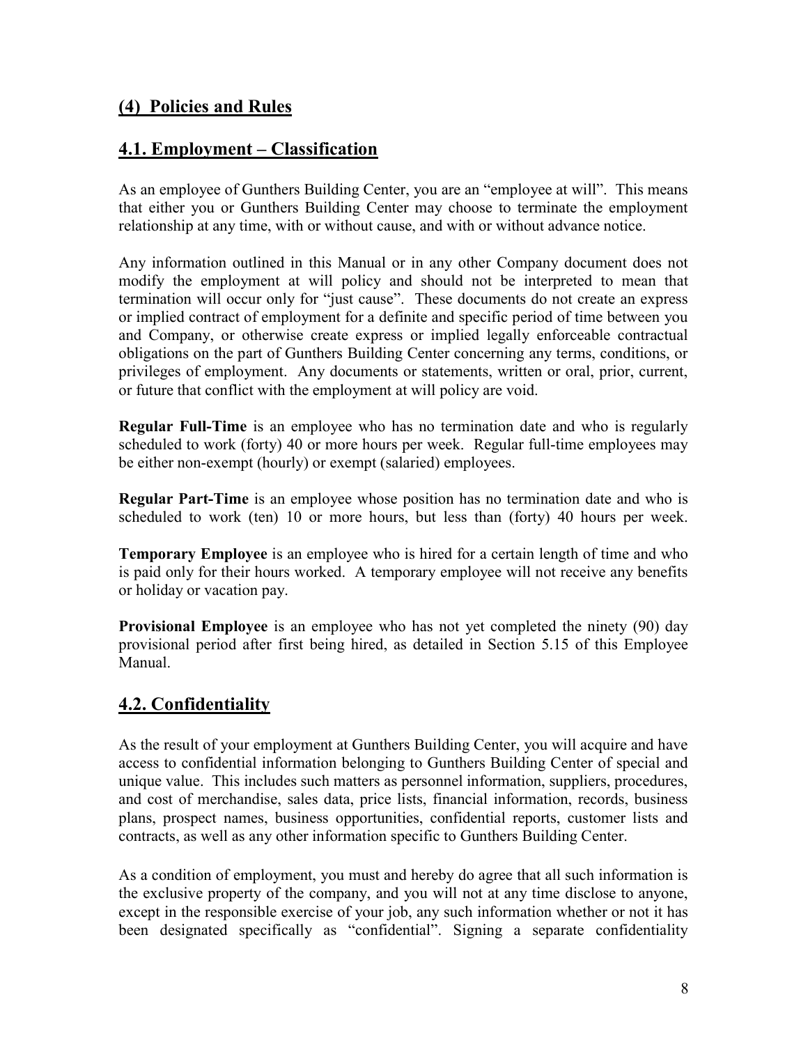## (4) Policies and Rules

## 4.1. Employment – Classification

As an employee of Gunthers Building Center, you are an "employee at will". This means that either you or Gunthers Building Center may choose to terminate the employment relationship at any time, with or without cause, and with or without advance notice.

Any information outlined in this Manual or in any other Company document does not modify the employment at will policy and should not be interpreted to mean that termination will occur only for "just cause". These documents do not create an express or implied contract of employment for a definite and specific period of time between you and Company, or otherwise create express or implied legally enforceable contractual obligations on the part of Gunthers Building Center concerning any terms, conditions, or privileges of employment. Any documents or statements, written or oral, prior, current, or future that conflict with the employment at will policy are void.

**Regular Full-Time** is an employee who has no termination date and who is regularly scheduled to work (forty) 40 or more hours per week. Regular full-time employees may be either non-exempt (hourly) or exempt (salaried) employees.

**Regular Part-Time** is an employee whose position has no termination date and who is scheduled to work (ten) 10 or more hours, but less than (forty) 40 hours per week.

**Temporary Employee** is an employee who is hired for a certain length of time and who is paid only for their hours worked. A temporary employee will not receive any benefits or holiday or vacation pay.

**Provisional Employee** is an employee who has not yet completed the ninety (90) day provisional period after first being hired, as detailed in Section 5.15 of this Employee Manual.

## 4.2. Confidentiality

As the result of your employment at Gunthers Building Center, you will acquire and have access to confidential information belonging to Gunthers Building Center of special and unique value. This includes such matters as personnel information, suppliers, procedures, and cost of merchandise, sales data, price lists, financial information, records, business plans, prospect names, business opportunities, confidential reports, customer lists and contracts, as well as any other information specific to Gunthers Building Center.

As a condition of employment, you must and hereby do agree that all such information is the exclusive property of the company, and you will not at any time disclose to anyone, except in the responsible exercise of your job, any such information whether or not it has been designated specifically as "confidential". Signing a separate confidentiality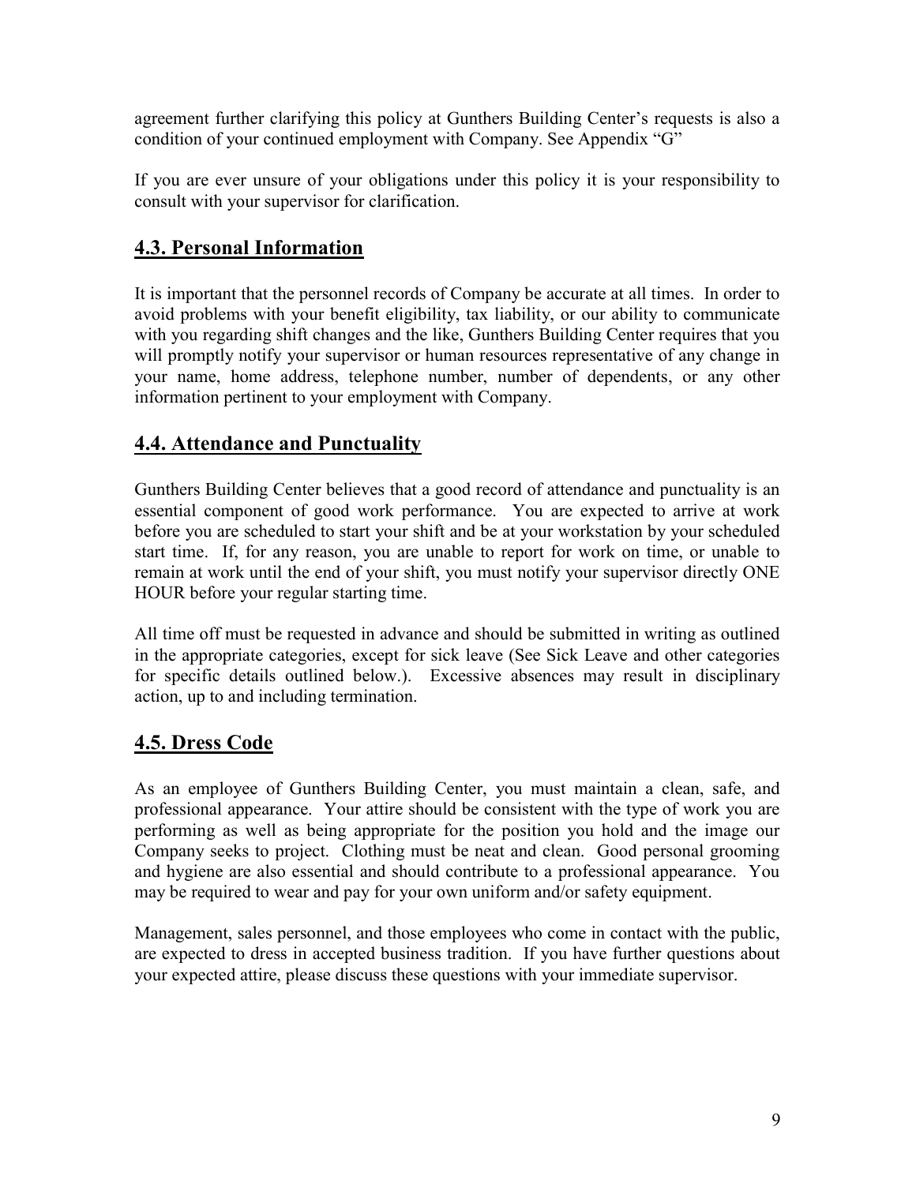agreement further clarifying this policy at Gunthers Building Center's requests is also a condition of your continued employment with Company. See Appendix "G"

If you are ever unsure of your obligations under this policy it is your responsibility to consult with your supervisor for clarification.

## 4.3. Personal Information

It is important that the personnel records of Company be accurate at all times. In order to avoid problems with your benefit eligibility, tax liability, or our ability to communicate with you regarding shift changes and the like, Gunthers Building Center requires that you will promptly notify your supervisor or human resources representative of any change in your name, home address, telephone number, number of dependents, or any other information pertinent to your employment with Company.

## 4.4. Attendance and Punctuality

Gunthers Building Center believes that a good record of attendance and punctuality is an essential component of good work performance. You are expected to arrive at work before you are scheduled to start your shift and be at your workstation by your scheduled start time. If, for any reason, you are unable to report for work on time, or unable to remain at work until the end of your shift, you must notify your supervisor directly ONE HOUR before your regular starting time.

All time off must be requested in advance and should be submitted in writing as outlined in the appropriate categories, except for sick leave (See Sick Leave and other categories for specific details outlined below.). Excessive absences may result in disciplinary action, up to and including termination.

## 4.5. Dress Code

As an employee of Gunthers Building Center, you must maintain a clean, safe, and professional appearance. Your attire should be consistent with the type of work you are performing as well as being appropriate for the position you hold and the image our Company seeks to project. Clothing must be neat and clean. Good personal grooming and hygiene are also essential and should contribute to a professional appearance. You may be required to wear and pay for your own uniform and/or safety equipment.

Management, sales personnel, and those employees who come in contact with the public, are expected to dress in accepted business tradition. If you have further questions about your expected attire, please discuss these questions with your immediate supervisor.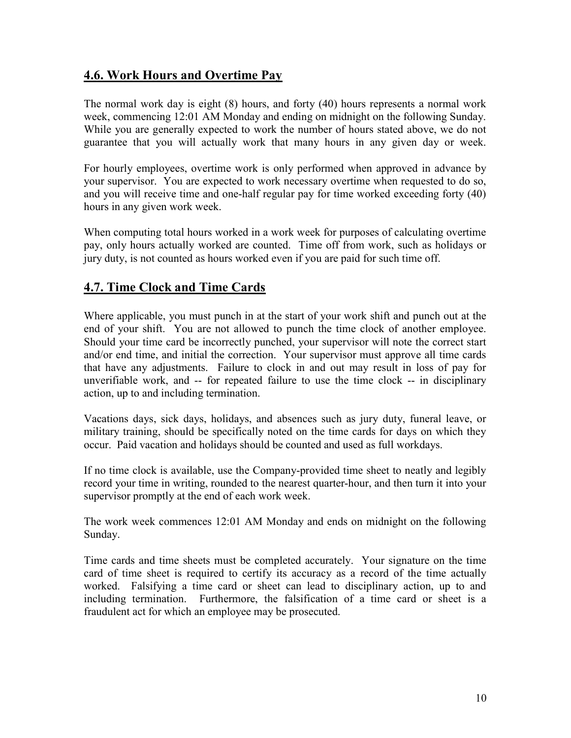## 4.6. Work Hours and Overtime Pay

The normal work day is eight (8) hours, and forty (40) hours represents a normal work week, commencing 12:01 AM Monday and ending on midnight on the following Sunday. While you are generally expected to work the number of hours stated above, we do not guarantee that you will actually work that many hours in any given day or week.

For hourly employees, overtime work is only performed when approved in advance by your supervisor. You are expected to work necessary overtime when requested to do so, and you will receive time and one-half regular pay for time worked exceeding forty (40) hours in any given work week.

When computing total hours worked in a work week for purposes of calculating overtime pay, only hours actually worked are counted. Time off from work, such as holidays or jury duty, is not counted as hours worked even if you are paid for such time off.

## 4.7. Time Clock and Time Cards

Where applicable, you must punch in at the start of your work shift and punch out at the end of your shift. You are not allowed to punch the time clock of another employee. Should your time card be incorrectly punched, your supervisor will note the correct start and/or end time, and initial the correction. Your supervisor must approve all time cards that have any adjustments. Failure to clock in and out may result in loss of pay for unverifiable work, and -- for repeated failure to use the time clock -- in disciplinary action, up to and including termination.

Vacations days, sick days, holidays, and absences such as jury duty, funeral leave, or military training, should be specifically noted on the time cards for days on which they occur. Paid vacation and holidays should be counted and used as full workdays.

If no time clock is available, use the Company-provided time sheet to neatly and legibly record your time in writing, rounded to the nearest quarter-hour, and then turn it into your supervisor promptly at the end of each work week.

The work week commences 12:01 AM Monday and ends on midnight on the following Sunday.

Time cards and time sheets must be completed accurately. Your signature on the time card of time sheet is required to certify its accuracy as a record of the time actually worked. Falsifying a time card or sheet can lead to disciplinary action, up to and including termination. Furthermore, the falsification of a time card or sheet is a fraudulent act for which an employee may be prosecuted.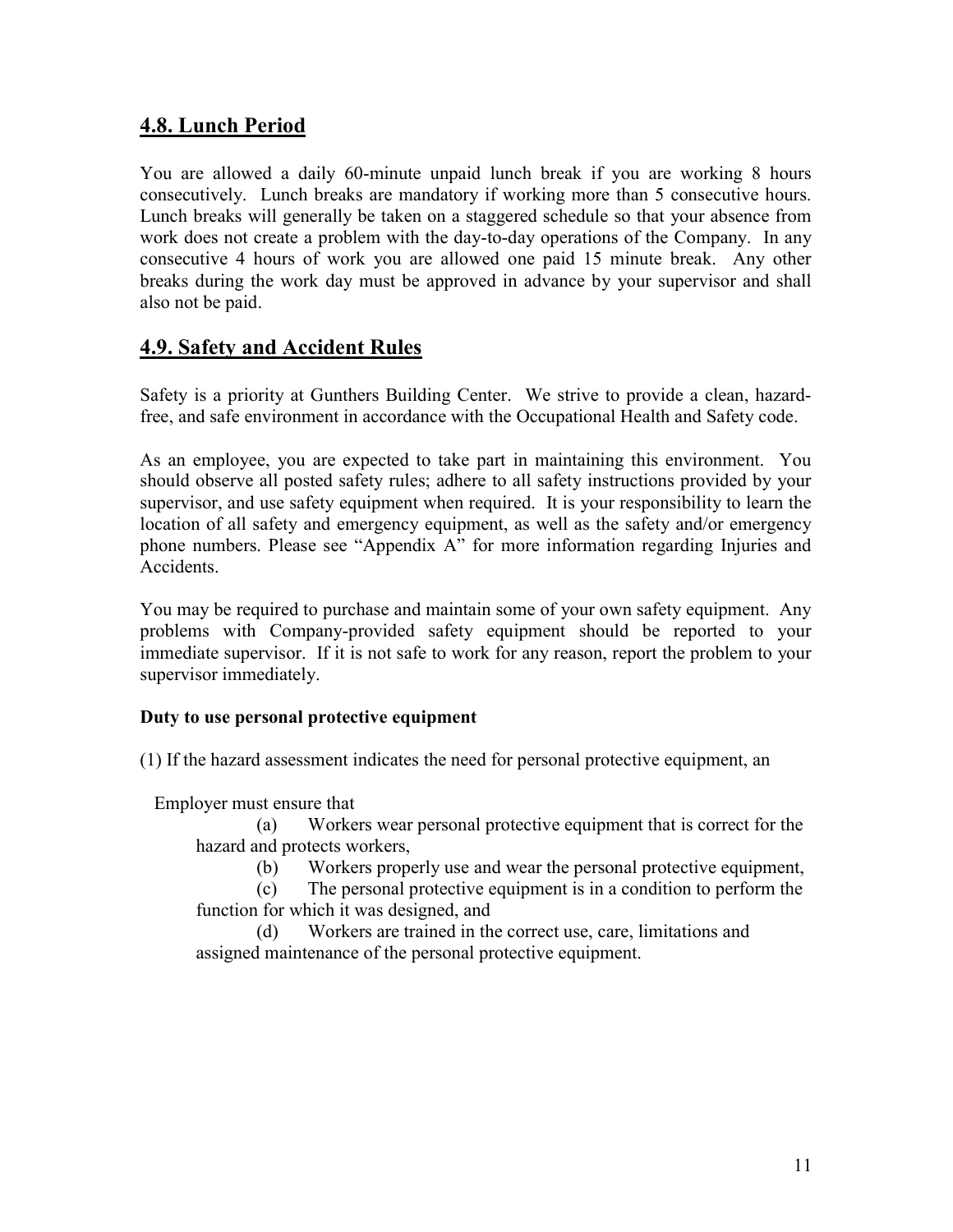## 4.8. Lunch Period

You are allowed a daily 60-minute unpaid lunch break if you are working 8 hours consecutively. Lunch breaks are mandatory if working more than 5 consecutive hours. Lunch breaks will generally be taken on a staggered schedule so that your absence from work does not create a problem with the day-to-day operations of the Company. In any consecutive 4 hours of work you are allowed one paid 15 minute break. Any other breaks during the work day must be approved in advance by your supervisor and shall also not be paid.

## 4.9. Safety and Accident Rules

Safety is a priority at Gunthers Building Center. We strive to provide a clean, hazard-free, and safe environment in accordance with the Occupational Health and Safety code.

As an employee, you are expected to take part in maintaining this environment. You should observe all posted safety rules; adhere to all safety instructions provided by your supervisor, and use safety equipment when required. It is your responsibility to learn the location of all safety and emergency equipment, as well as the safety and/or emergency phone numbers. Please see "Appendix A" for more information regarding Injuries and Accidents.

You may be required to purchase and maintain some of your own safety equipment. Any problems with Company-provided safety equipment should be reported to your immediate supervisor. If it is not safe to work for any reason, report the problem to your supervisor immediately.

**Duty to use personal protective equipment**

(1) If the hazard assessment indicates the need for personal protective equipment, an

Employer must ensure that

(a) Workers wear personal protective equipment that is correct for the hazard and protects workers,

(b) Workers properly use and wear the personal protective equipment,

(c) The personal protective equipment is in a condition to perform the function for which it was designed, and

(d) Workers are trained in the correct use, care, limitations and assigned maintenance of the personal protective equipment.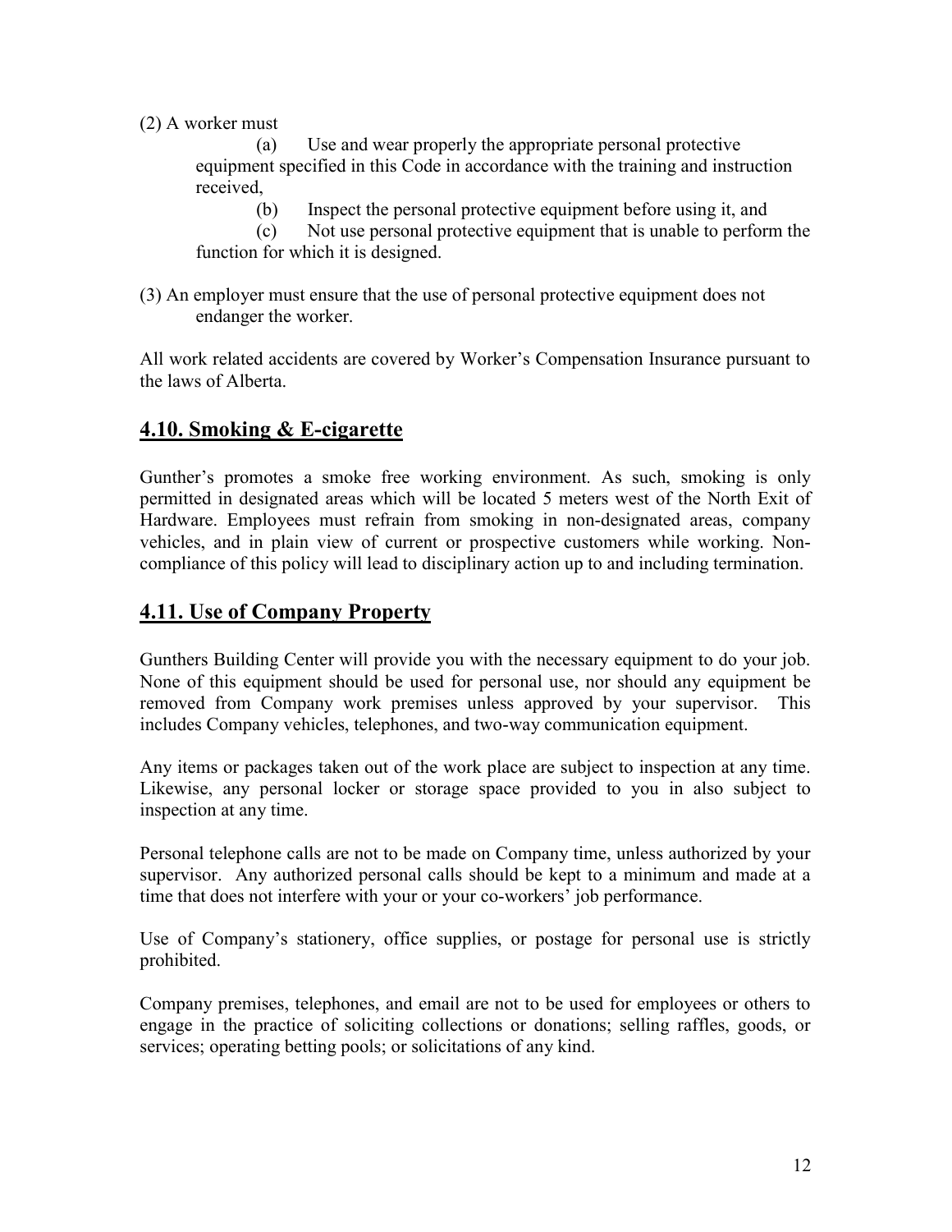(2) A worker must

(a) Use and wear properly the appropriate personal protective equipment specified in this Code in accordance with the training and instruction received,

(b) Inspect the personal protective equipment before using it, and

(c) Not use personal protective equipment that is unable to perform the function for which it is designed.

(3) An employer must ensure that the use of personal protective equipment does not endanger the worker.

All work related accidents are covered by Worker's Compensation Insurance pursuant to the laws of Alberta.

## 4.10. Smoking & E-cigarette

Gunther's promotes a smoke free working environment. As such, smoking is only permitted in designated areas which will be located 5 meters west of the North Exit of Hardware. Employees must refrain from smoking in non-designated areas, company vehicles, and in plain view of current or prospective customers while working. Non-compliance of this policy will lead to disciplinary action up to and including termination.

## 4.11. Use of Company Property

Gunthers Building Center will provide you with the necessary equipment to do your job. None of this equipment should be used for personal use, nor should any equipment be removed from Company work premises unless approved by your supervisor. This includes Company vehicles, telephones, and two-way communication equipment.

Any items or packages taken out of the work place are subject to inspection at any time. Likewise, any personal locker or storage space provided to you in also subject to inspection at any time.

Personal telephone calls are not to be made on Company time, unless authorized by your supervisor. Any authorized personal calls should be kept to a minimum and made at a time that does not interfere with your or your co-workers' job performance.

Use of Company's stationery, office supplies, or postage for personal use is strictly prohibited.

Company premises, telephones, and email are not to be used for employees or others to engage in the practice of soliciting collections or donations; selling raffles, goods, or services; operating betting pools; or solicitations of any kind.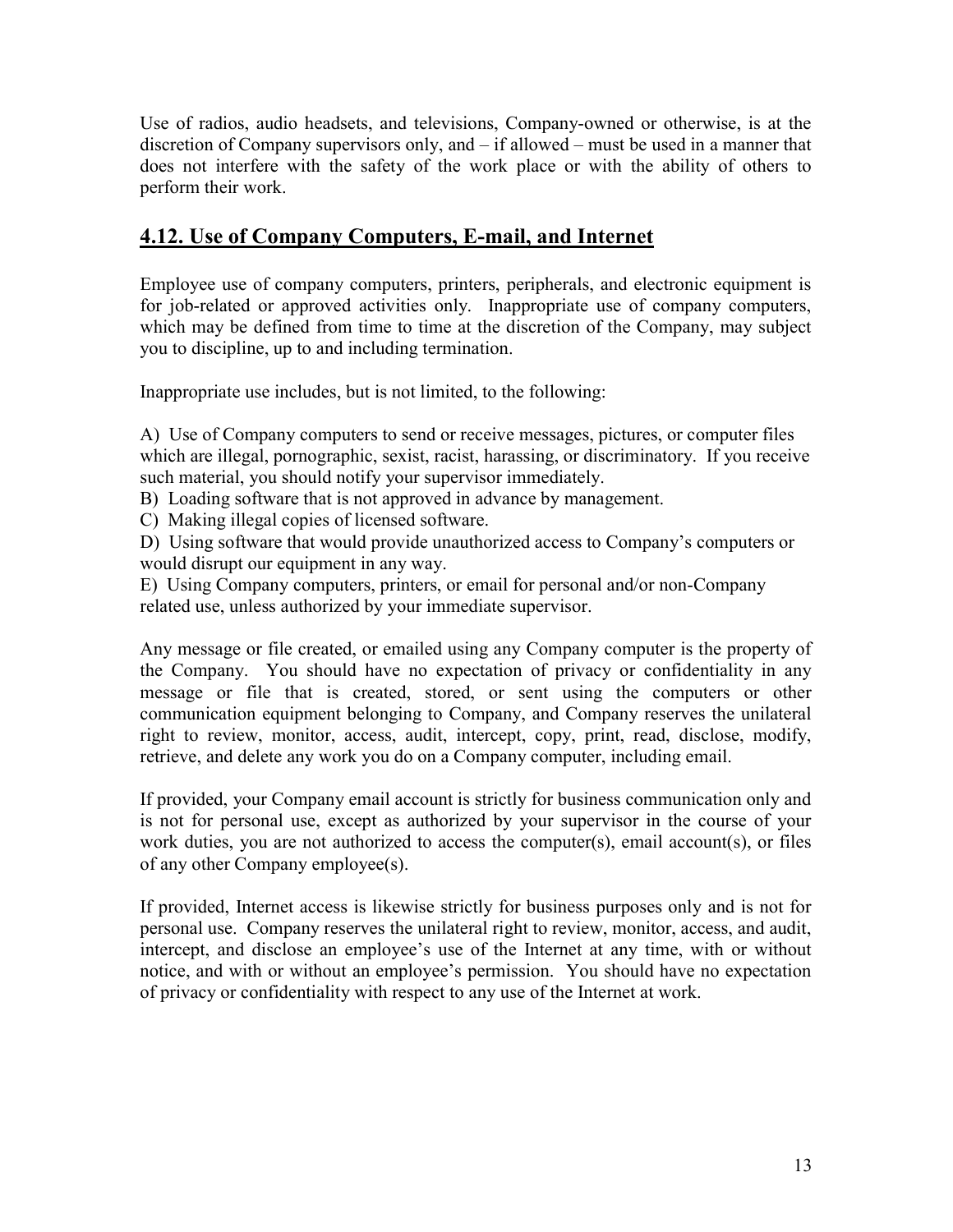Use of radios, audio headsets, and televisions, Company-owned or otherwise, is at the discretion of Company supervisors only, and – if allowed – must be used in a manner that does not interfere with the safety of the work place or with the ability of others to perform their work.

## 4.12. Use of Company Computers, E-mail, and Internet

Employee use of company computers, printers, peripherals, and electronic equipment is for job-related or approved activities only. Inappropriate use of company computers, which may be defined from time to time at the discretion of the Company, may subject you to discipline, up to and including termination.

Inappropriate use includes, but is not limited, to the following:

A) Use of Company computers to send or receive messages, pictures, or computer files which are illegal, pornographic, sexist, racist, harassing, or discriminatory. If you receive such material, you should notify your supervisor immediately.
B) Loading software that is not approved in advance by management.
C) Making illegal copies of licensed software.
D) Using software that would provide unauthorized access to Company's computers or would disrupt our equipment in any way.
E) Using Company computers, printers, or email for personal and/or non-Company related use, unless authorized by your immediate supervisor.

Any message or file created, or emailed using any Company computer is the property of the Company. You should have no expectation of privacy or confidentiality in any message or file that is created, stored, or sent using the computers or other communication equipment belonging to Company, and Company reserves the unilateral right to review, monitor, access, audit, intercept, copy, print, read, disclose, modify, retrieve, and delete any work you do on a Company computer, including email.

If provided, your Company email account is strictly for business communication only and is not for personal use, except as authorized by your supervisor in the course of your work duties, you are not authorized to access the computer(s), email account(s), or files of any other Company employee(s).

If provided, Internet access is likewise strictly for business purposes only and is not for personal use. Company reserves the unilateral right to review, monitor, access, and audit, intercept, and disclose an employee's use of the Internet at any time, with or without notice, and with or without an employee's permission. You should have no expectation of privacy or confidentiality with respect to any use of the Internet at work.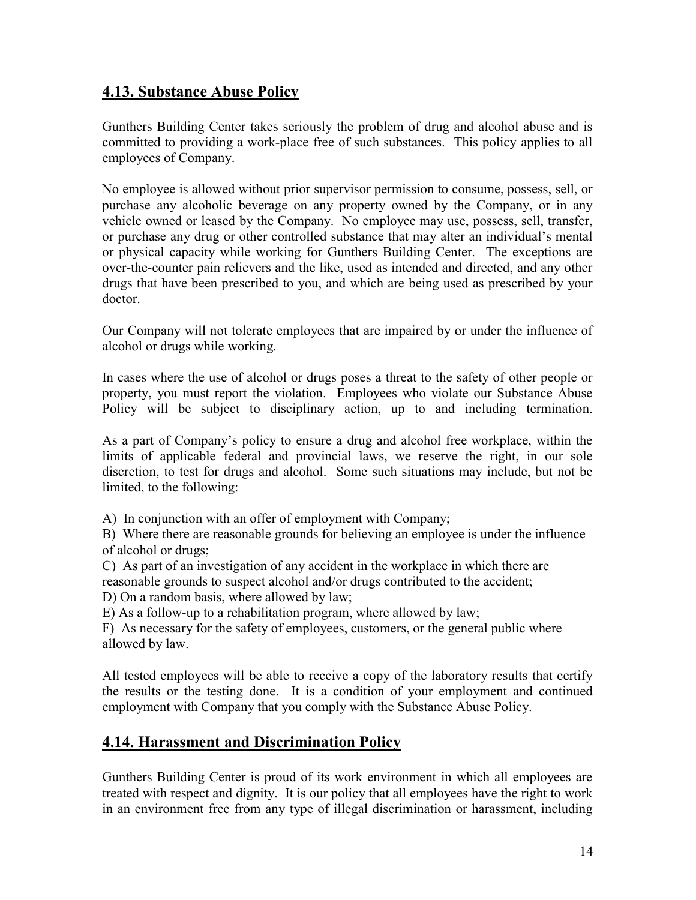## 4.13. Substance Abuse Policy

Gunthers Building Center takes seriously the problem of drug and alcohol abuse and is committed to providing a work-place free of such substances. This policy applies to all employees of Company.

No employee is allowed without prior supervisor permission to consume, possess, sell, or purchase any alcoholic beverage on any property owned by the Company, or in any vehicle owned or leased by the Company. No employee may use, possess, sell, transfer, or purchase any drug or other controlled substance that may alter an individual's mental or physical capacity while working for Gunthers Building Center. The exceptions are over-the-counter pain relievers and the like, used as intended and directed, and any other drugs that have been prescribed to you, and which are being used as prescribed by your doctor.

Our Company will not tolerate employees that are impaired by or under the influence of alcohol or drugs while working.

In cases where the use of alcohol or drugs poses a threat to the safety of other people or property, you must report the violation. Employees who violate our Substance Abuse Policy will be subject to disciplinary action, up to and including termination.

As a part of Company's policy to ensure a drug and alcohol free workplace, within the limits of applicable federal and provincial laws, we reserve the right, in our sole discretion, to test for drugs and alcohol. Some such situations may include, but not be limited, to the following:

A) In conjunction with an offer of employment with Company;
B) Where there are reasonable grounds for believing an employee is under the influence of alcohol or drugs;
C) As part of an investigation of any accident in the workplace in which there are reasonable grounds to suspect alcohol and/or drugs contributed to the accident;
D) On a random basis, where allowed by law;
E) As a follow-up to a rehabilitation program, where allowed by law;
F) As necessary for the safety of employees, customers, or the general public where allowed by law.

All tested employees will be able to receive a copy of the laboratory results that certify the results or the testing done. It is a condition of your employment and continued employment with Company that you comply with the Substance Abuse Policy.

## 4.14. Harassment and Discrimination Policy

Gunthers Building Center is proud of its work environment in which all employees are treated with respect and dignity. It is our policy that all employees have the right to work in an environment free from any type of illegal discrimination or harassment, including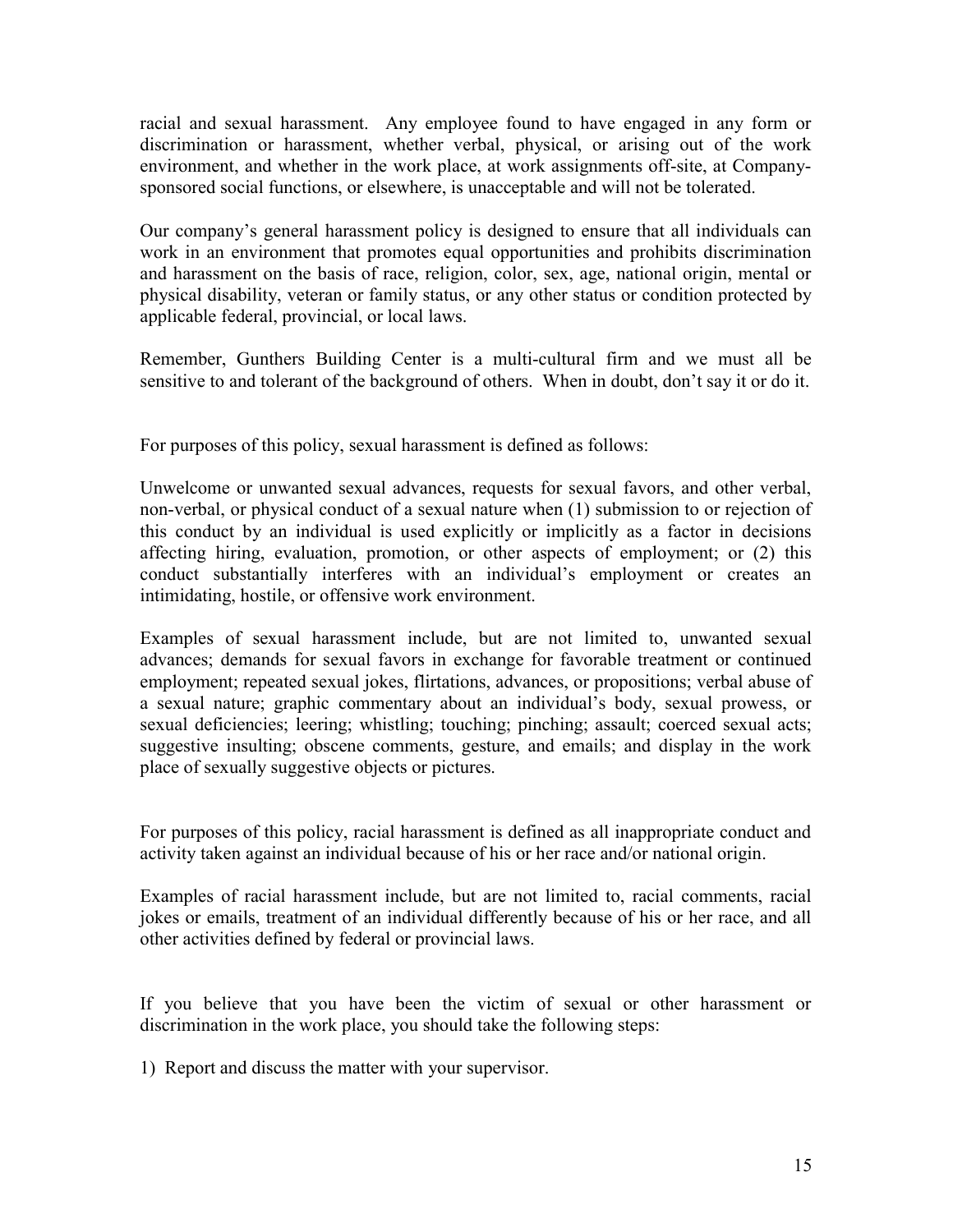racial and sexual harassment. Any employee found to have engaged in any form or discrimination or harassment, whether verbal, physical, or arising out of the work environment, and whether in the work place, at work assignments off-site, at Company-sponsored social functions, or elsewhere, is unacceptable and will not be tolerated.

Our company's general harassment policy is designed to ensure that all individuals can work in an environment that promotes equal opportunities and prohibits discrimination and harassment on the basis of race, religion, color, sex, age, national origin, mental or physical disability, veteran or family status, or any other status or condition protected by applicable federal, provincial, or local laws.

Remember, Gunthers Building Center is a multi-cultural firm and we must all be sensitive to and tolerant of the background of others. When in doubt, don't say it or do it.

For purposes of this policy, sexual harassment is defined as follows:

Unwelcome or unwanted sexual advances, requests for sexual favors, and other verbal, non-verbal, or physical conduct of a sexual nature when (1) submission to or rejection of this conduct by an individual is used explicitly or implicitly as a factor in decisions affecting hiring, evaluation, promotion, or other aspects of employment; or (2) this conduct substantially interferes with an individual's employment or creates an intimidating, hostile, or offensive work environment.

Examples of sexual harassment include, but are not limited to, unwanted sexual advances; demands for sexual favors in exchange for favorable treatment or continued employment; repeated sexual jokes, flirtations, advances, or propositions; verbal abuse of a sexual nature; graphic commentary about an individual's body, sexual prowess, or sexual deficiencies; leering; whistling; touching; pinching; assault; coerced sexual acts; suggestive insulting; obscene comments, gesture, and emails; and display in the work place of sexually suggestive objects or pictures.

For purposes of this policy, racial harassment is defined as all inappropriate conduct and activity taken against an individual because of his or her race and/or national origin.

Examples of racial harassment include, but are not limited to, racial comments, racial jokes or emails, treatment of an individual differently because of his or her race, and all other activities defined by federal or provincial laws.

If you believe that you have been the victim of sexual or other harassment or discrimination in the work place, you should take the following steps:

1) Report and discuss the matter with your supervisor.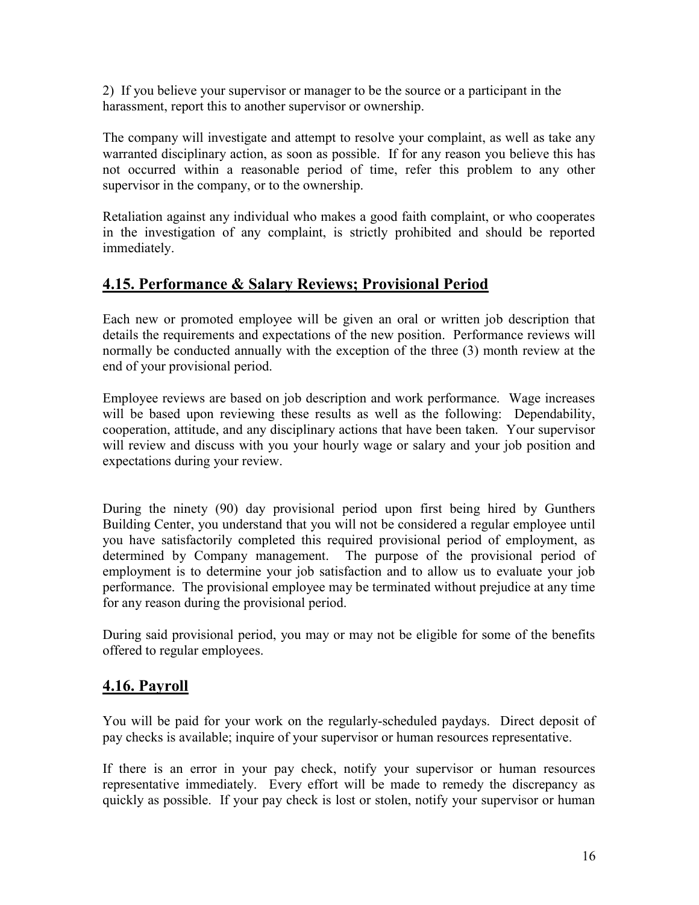2) If you believe your supervisor or manager to be the source or a participant in the harassment, report this to another supervisor or ownership.

The company will investigate and attempt to resolve your complaint, as well as take any warranted disciplinary action, as soon as possible. If for any reason you believe this has not occurred within a reasonable period of time, refer this problem to any other supervisor in the company, or to the ownership.

Retaliation against any individual who makes a good faith complaint, or who cooperates in the investigation of any complaint, is strictly prohibited and should be reported immediately.

## 4.15. Performance & Salary Reviews; Provisional Period

Each new or promoted employee will be given an oral or written job description that details the requirements and expectations of the new position. Performance reviews will normally be conducted annually with the exception of the three (3) month review at the end of your provisional period.

Employee reviews are based on job description and work performance. Wage increases will be based upon reviewing these results as well as the following: Dependability, cooperation, attitude, and any disciplinary actions that have been taken. Your supervisor will review and discuss with you your hourly wage or salary and your job position and expectations during your review.

During the ninety (90) day provisional period upon first being hired by Gunthers Building Center, you understand that you will not be considered a regular employee until you have satisfactorily completed this required provisional period of employment, as determined by Company management. The purpose of the provisional period of employment is to determine your job satisfaction and to allow us to evaluate your job performance. The provisional employee may be terminated without prejudice at any time for any reason during the provisional period.

During said provisional period, you may or may not be eligible for some of the benefits offered to regular employees.

## 4.16. Payroll

You will be paid for your work on the regularly-scheduled paydays. Direct deposit of pay checks is available; inquire of your supervisor or human resources representative.

If there is an error in your pay check, notify your supervisor or human resources representative immediately. Every effort will be made to remedy the discrepancy as quickly as possible. If your pay check is lost or stolen, notify your supervisor or human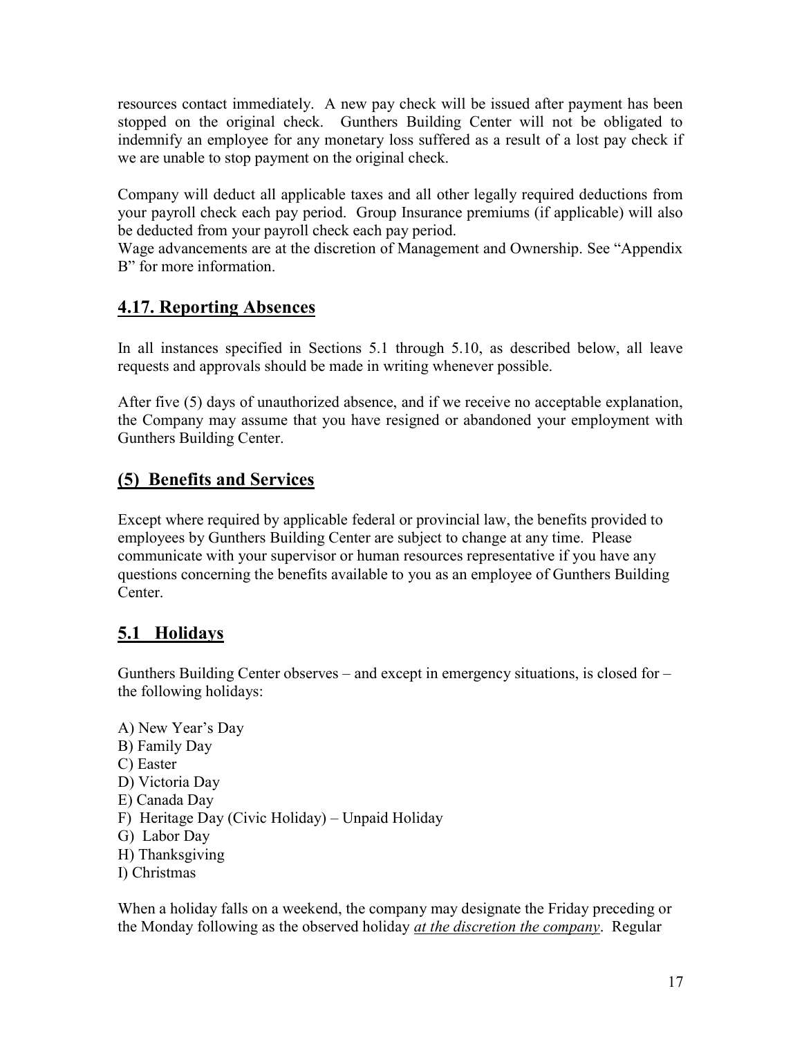resources contact immediately. A new pay check will be issued after payment has been stopped on the original check. Gunthers Building Center will not be obligated to indemnify an employee for any monetary loss suffered as a result of a lost pay check if we are unable to stop payment on the original check.

Company will deduct all applicable taxes and all other legally required deductions from your payroll check each pay period. Group Insurance premiums (if applicable) will also be deducted from your payroll check each pay period.
Wage advancements are at the discretion of Management and Ownership. See "Appendix B" for more information.

## 4.17. Reporting Absences

In all instances specified in Sections 5.1 through 5.10, as described below, all leave requests and approvals should be made in writing whenever possible.

After five (5) days of unauthorized absence, and if we receive no acceptable explanation, the Company may assume that you have resigned or abandoned your employment with Gunthers Building Center.

## (5) Benefits and Services

Except where required by applicable federal or provincial law, the benefits provided to employees by Gunthers Building Center are subject to change at any time. Please communicate with your supervisor or human resources representative if you have any questions concerning the benefits available to you as an employee of Gunthers Building Center.

## 5.1 Holidays

Gunthers Building Center observes – and except in emergency situations, is closed for – the following holidays:

A) New Year's Day
B) Family Day
C) Easter
D) Victoria Day
E) Canada Day
F) Heritage Day (Civic Holiday) – Unpaid Holiday
G) Labor Day
H) Thanksgiving
I) Christmas

When a holiday falls on a weekend, the company may designate the Friday preceding or the Monday following as the observed holiday *at the discretion the company*. Regular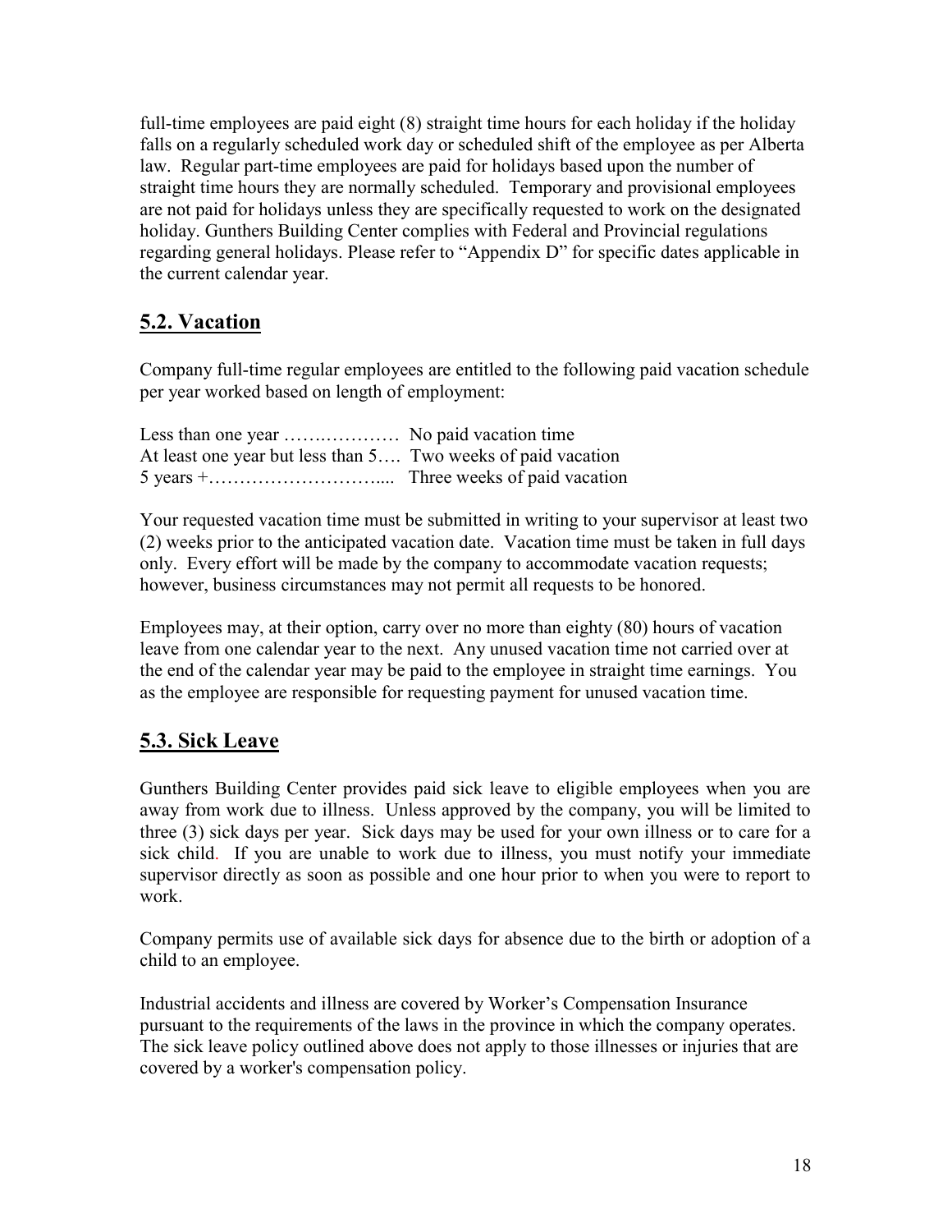full-time employees are paid eight (8) straight time hours for each holiday if the holiday falls on a regularly scheduled work day or scheduled shift of the employee as per Alberta law. Regular part-time employees are paid for holidays based upon the number of straight time hours they are normally scheduled. Temporary and provisional employees are not paid for holidays unless they are specifically requested to work on the designated holiday. Gunthers Building Center complies with Federal and Provincial regulations regarding general holidays. Please refer to "Appendix D" for specific dates applicable in the current calendar year.

## 5.2. Vacation

Company full-time regular employees are entitled to the following paid vacation schedule per year worked based on length of employment:

Less than one year ……..………… No paid vacation time
At least one year but less than 5…. Two weeks of paid vacation
5 years +……………………….... Three weeks of paid vacation

Your requested vacation time must be submitted in writing to your supervisor at least two (2) weeks prior to the anticipated vacation date. Vacation time must be taken in full days only. Every effort will be made by the company to accommodate vacation requests; however, business circumstances may not permit all requests to be honored.

Employees may, at their option, carry over no more than eighty (80) hours of vacation leave from one calendar year to the next. Any unused vacation time not carried over at the end of the calendar year may be paid to the employee in straight time earnings. You as the employee are responsible for requesting payment for unused vacation time.

## 5.3. Sick Leave

Gunthers Building Center provides paid sick leave to eligible employees when you are away from work due to illness. Unless approved by the company, you will be limited to three (3) sick days per year. Sick days may be used for your own illness or to care for a sick child. If you are unable to work due to illness, you must notify your immediate supervisor directly as soon as possible and one hour prior to when you were to report to work.

Company permits use of available sick days for absence due to the birth or adoption of a child to an employee.

Industrial accidents and illness are covered by Worker's Compensation Insurance pursuant to the requirements of the laws in the province in which the company operates. The sick leave policy outlined above does not apply to those illnesses or injuries that are covered by a worker's compensation policy.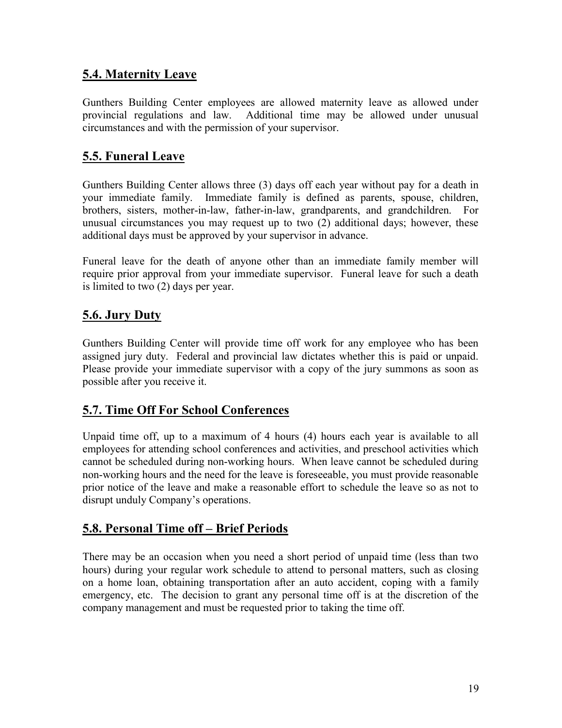## 5.4. Maternity Leave

Gunthers Building Center employees are allowed maternity leave as allowed under provincial regulations and law. Additional time may be allowed under unusual circumstances and with the permission of your supervisor.

## 5.5. Funeral Leave

Gunthers Building Center allows three (3) days off each year without pay for a death in your immediate family. Immediate family is defined as parents, spouse, children, brothers, sisters, mother-in-law, father-in-law, grandparents, and grandchildren. For unusual circumstances you may request up to two (2) additional days; however, these additional days must be approved by your supervisor in advance.

Funeral leave for the death of anyone other than an immediate family member will require prior approval from your immediate supervisor. Funeral leave for such a death is limited to two (2) days per year.

## 5.6. Jury Duty

Gunthers Building Center will provide time off work for any employee who has been assigned jury duty. Federal and provincial law dictates whether this is paid or unpaid. Please provide your immediate supervisor with a copy of the jury summons as soon as possible after you receive it.

## 5.7. Time Off For School Conferences

Unpaid time off, up to a maximum of 4 hours (4) hours each year is available to all employees for attending school conferences and activities, and preschool activities which cannot be scheduled during non-working hours. When leave cannot be scheduled during non-working hours and the need for the leave is foreseeable, you must provide reasonable prior notice of the leave and make a reasonable effort to schedule the leave so as not to disrupt unduly Company's operations.

## 5.8. Personal Time off – Brief Periods

There may be an occasion when you need a short period of unpaid time (less than two hours) during your regular work schedule to attend to personal matters, such as closing on a home loan, obtaining transportation after an auto accident, coping with a family emergency, etc. The decision to grant any personal time off is at the discretion of the company management and must be requested prior to taking the time off.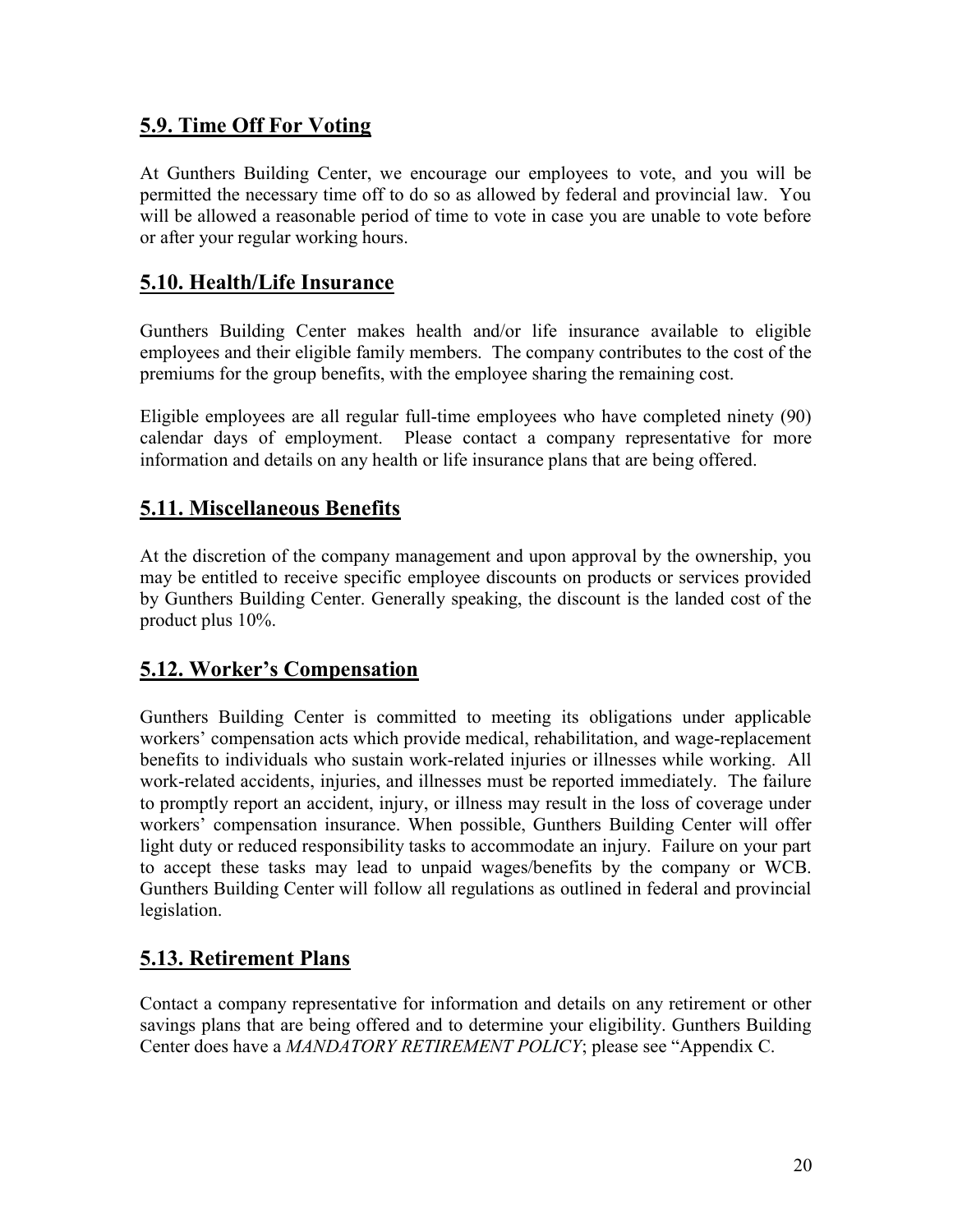## 5.9. Time Off For Voting

At Gunthers Building Center, we encourage our employees to vote, and you will be permitted the necessary time off to do so as allowed by federal and provincial law. You will be allowed a reasonable period of time to vote in case you are unable to vote before or after your regular working hours.

## 5.10. Health/Life Insurance

Gunthers Building Center makes health and/or life insurance available to eligible employees and their eligible family members. The company contributes to the cost of the premiums for the group benefits, with the employee sharing the remaining cost.

Eligible employees are all regular full-time employees who have completed ninety (90) calendar days of employment. Please contact a company representative for more information and details on any health or life insurance plans that are being offered.

## 5.11. Miscellaneous Benefits

At the discretion of the company management and upon approval by the ownership, you may be entitled to receive specific employee discounts on products or services provided by Gunthers Building Center. Generally speaking, the discount is the landed cost of the product plus 10%.

## 5.12. Worker's Compensation

Gunthers Building Center is committed to meeting its obligations under applicable workers' compensation acts which provide medical, rehabilitation, and wage-replacement benefits to individuals who sustain work-related injuries or illnesses while working. All work-related accidents, injuries, and illnesses must be reported immediately. The failure to promptly report an accident, injury, or illness may result in the loss of coverage under workers' compensation insurance. When possible, Gunthers Building Center will offer light duty or reduced responsibility tasks to accommodate an injury. Failure on your part to accept these tasks may lead to unpaid wages/benefits by the company or WCB. Gunthers Building Center will follow all regulations as outlined in federal and provincial legislation.

## 5.13. Retirement Plans

Contact a company representative for information and details on any retirement or other savings plans that are being offered and to determine your eligibility. Gunthers Building Center does have a *MANDATORY RETIREMENT POLICY*; please see "Appendix C.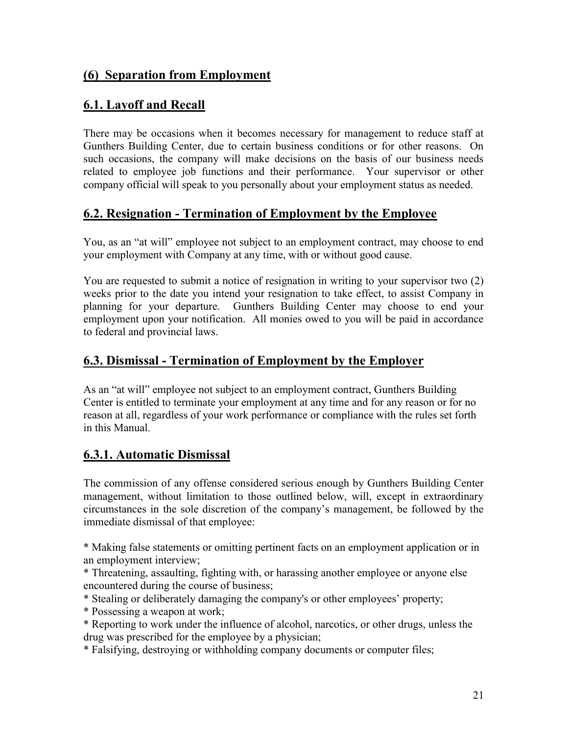## (6) Separation from Employment

## 6.1. Layoff and Recall

There may be occasions when it becomes necessary for management to reduce staff at Gunthers Building Center, due to certain business conditions or for other reasons. On such occasions, the company will make decisions on the basis of our business needs related to employee job functions and their performance. Your supervisor or other company official will speak to you personally about your employment status as needed.

## 6.2. Resignation - Termination of Employment by the Employee

You, as an "at will" employee not subject to an employment contract, may choose to end your employment with Company at any time, with or without good cause.

You are requested to submit a notice of resignation in writing to your supervisor two (2) weeks prior to the date you intend your resignation to take effect, to assist Company in planning for your departure. Gunthers Building Center may choose to end your employment upon your notification. All monies owed to you will be paid in accordance to federal and provincial laws.

## 6.3. Dismissal - Termination of Employment by the Employer

As an "at will" employee not subject to an employment contract, Gunthers Building Center is entitled to terminate your employment at any time and for any reason or for no reason at all, regardless of your work performance or compliance with the rules set forth in this Manual.

## 6.3.1. Automatic Dismissal

The commission of any offense considered serious enough by Gunthers Building Center management, without limitation to those outlined below, will, except in extraordinary circumstances in the sole discretion of the company's management, be followed by the immediate dismissal of that employee:

* Making false statements or omitting pertinent facts on an employment application or in an employment interview;
* Threatening, assaulting, fighting with, or harassing another employee or anyone else encountered during the course of business;
* Stealing or deliberately damaging the company's or other employees' property;
* Possessing a weapon at work;
* Reporting to work under the influence of alcohol, narcotics, or other drugs, unless the drug was prescribed for the employee by a physician;
* Falsifying, destroying or withholding company documents or computer files;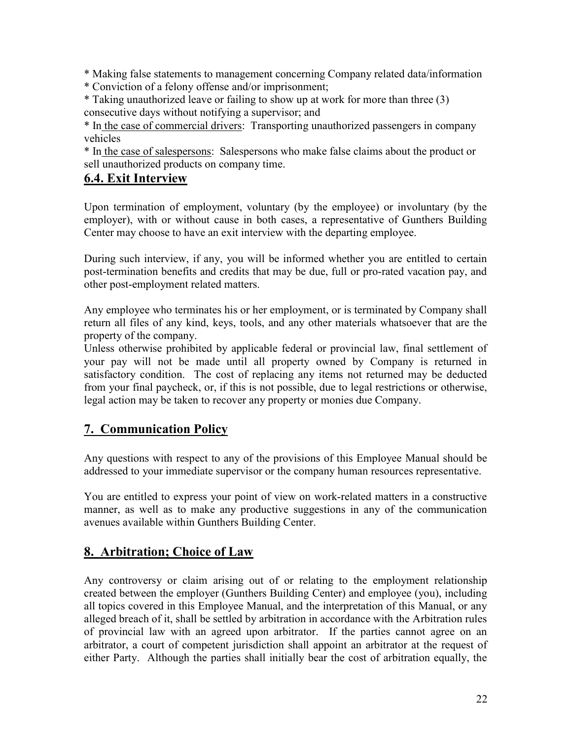* Making false statements to management concerning Company related data/information
* Conviction of a felony offense and/or imprisonment;
* Taking unauthorized leave or failing to show up at work for more than three (3) consecutive days without notifying a supervisor; and
* In the case of commercial drivers: Transporting unauthorized passengers in company vehicles
* In the case of salespersons: Salespersons who make false claims about the product or sell unauthorized products on company time.

## 6.4. Exit Interview

Upon termination of employment, voluntary (by the employee) or involuntary (by the employer), with or without cause in both cases, a representative of Gunthers Building Center may choose to have an exit interview with the departing employee.

During such interview, if any, you will be informed whether you are entitled to certain post-termination benefits and credits that may be due, full or pro-rated vacation pay, and other post-employment related matters.

Any employee who terminates his or her employment, or is terminated by Company shall return all files of any kind, keys, tools, and any other materials whatsoever that are the property of the company.
Unless otherwise prohibited by applicable federal or provincial law, final settlement of your pay will not be made until all property owned by Company is returned in satisfactory condition. The cost of replacing any items not returned may be deducted from your final paycheck, or, if this is not possible, due to legal restrictions or otherwise, legal action may be taken to recover any property or monies due Company.

## 7. Communication Policy

Any questions with respect to any of the provisions of this Employee Manual should be addressed to your immediate supervisor or the company human resources representative.

You are entitled to express your point of view on work-related matters in a constructive manner, as well as to make any productive suggestions in any of the communication avenues available within Gunthers Building Center.

## 8. Arbitration; Choice of Law

Any controversy or claim arising out of or relating to the employment relationship created between the employer (Gunthers Building Center) and employee (you), including all topics covered in this Employee Manual, and the interpretation of this Manual, or any alleged breach of it, shall be settled by arbitration in accordance with the Arbitration rules of provincial law with an agreed upon arbitrator. If the parties cannot agree on an arbitrator, a court of competent jurisdiction shall appoint an arbitrator at the request of either Party. Although the parties shall initially bear the cost of arbitration equally, the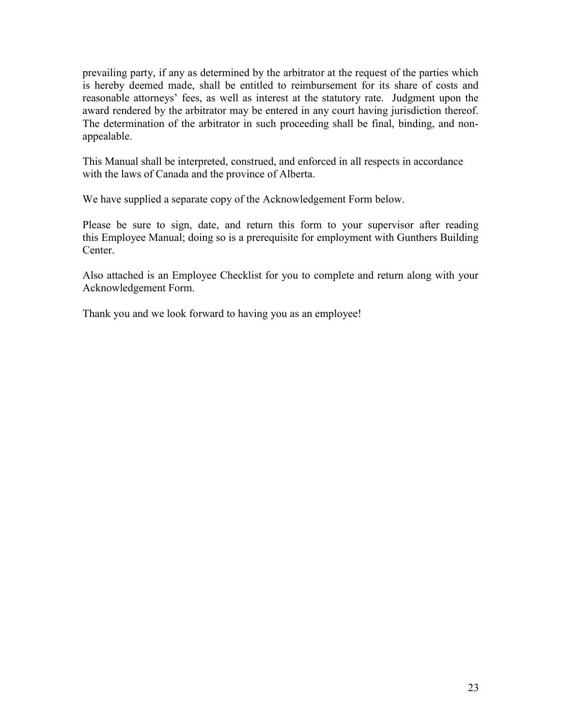prevailing party, if any as determined by the arbitrator at the request of the parties which is hereby deemed made, shall be entitled to reimbursement for its share of costs and reasonable attorneys' fees, as well as interest at the statutory rate. Judgment upon the award rendered by the arbitrator may be entered in any court having jurisdiction thereof. The determination of the arbitrator in such proceeding shall be final, binding, and non-appealable.

This Manual shall be interpreted, construed, and enforced in all respects in accordance with the laws of Canada and the province of Alberta.

We have supplied a separate copy of the Acknowledgement Form below.

Please be sure to sign, date, and return this form to your supervisor after reading this Employee Manual; doing so is a prerequisite for employment with Gunthers Building Center.

Also attached is an Employee Checklist for you to complete and return along with your Acknowledgement Form.

Thank you and we look forward to having you as an employee!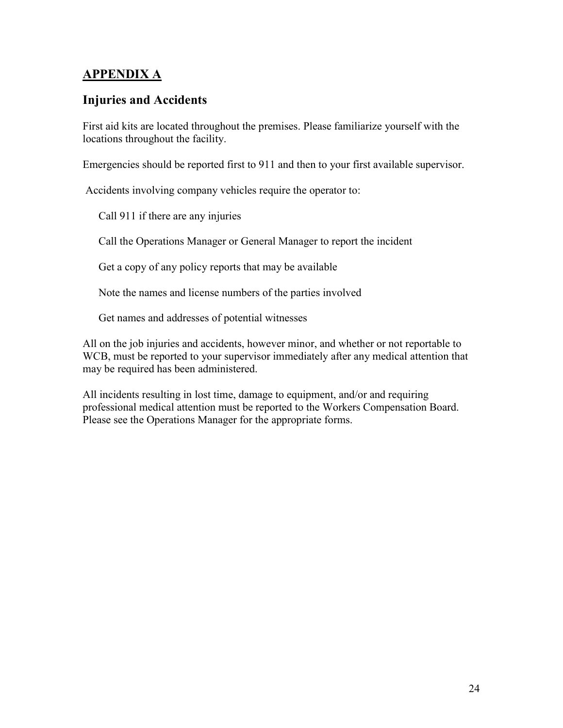## APPENDIX A

## Injuries and Accidents

First aid kits are located throughout the premises. Please familiarize yourself with the locations throughout the facility.

Emergencies should be reported first to 911 and then to your first available supervisor.

Accidents involving company vehicles require the operator to:

Call 911 if there are any injuries

Call the Operations Manager or General Manager to report the incident

Get a copy of any policy reports that may be available

Note the names and license numbers of the parties involved

Get names and addresses of potential witnesses

All on the job injuries and accidents, however minor, and whether or not reportable to WCB, must be reported to your supervisor immediately after any medical attention that may be required has been administered.

All incidents resulting in lost time, damage to equipment, and/or and requiring professional medical attention must be reported to the Workers Compensation Board. Please see the Operations Manager for the appropriate forms.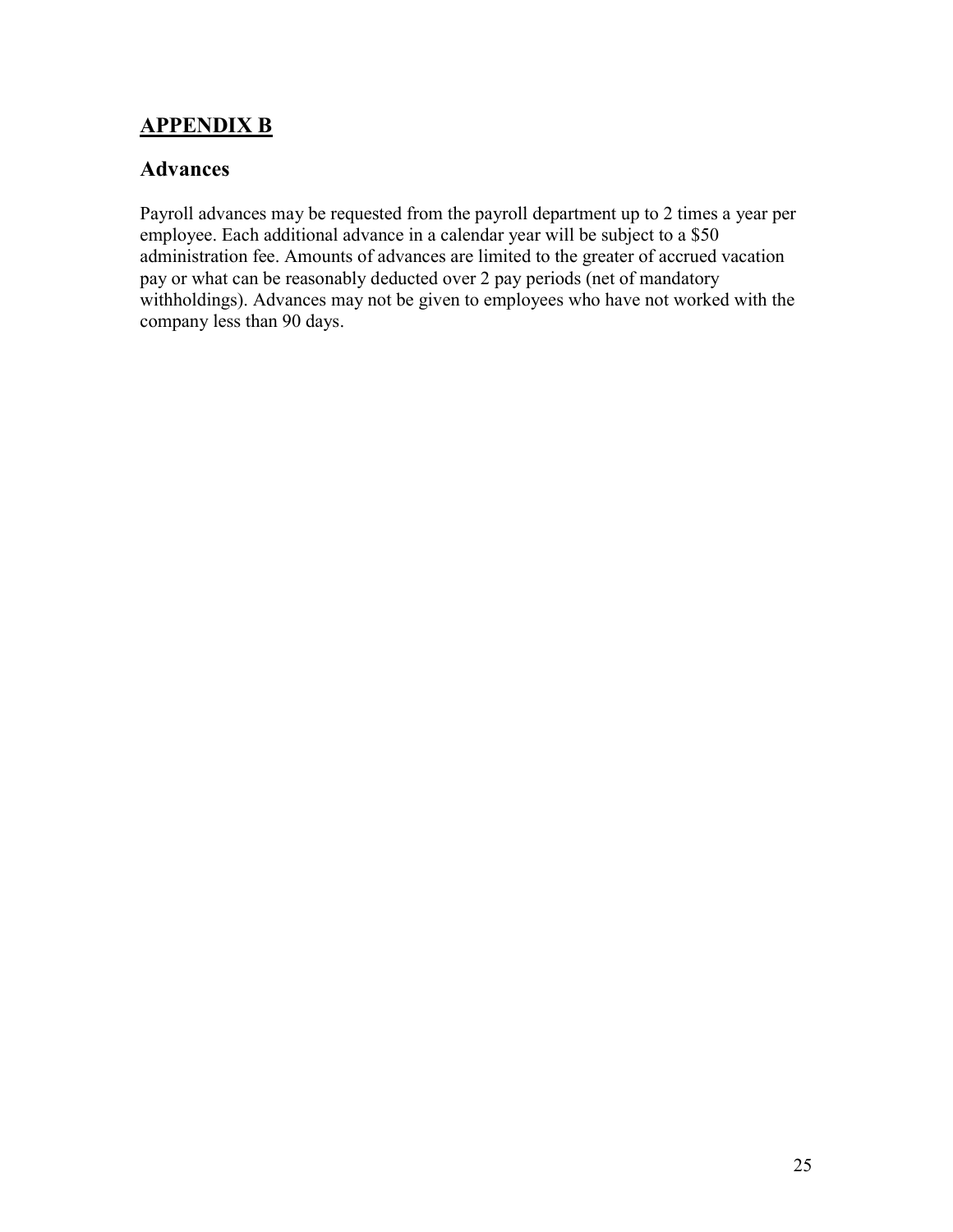## APPENDIX B

### Advances

Payroll advances may be requested from the payroll department up to 2 times a year per employee. Each additional advance in a calendar year will be subject to a $50 administration fee. Amounts of advances are limited to the greater of accrued vacation pay or what can be reasonably deducted over 2 pay periods (net of mandatory withholdings). Advances may not be given to employees who have not worked with the company less than 90 days.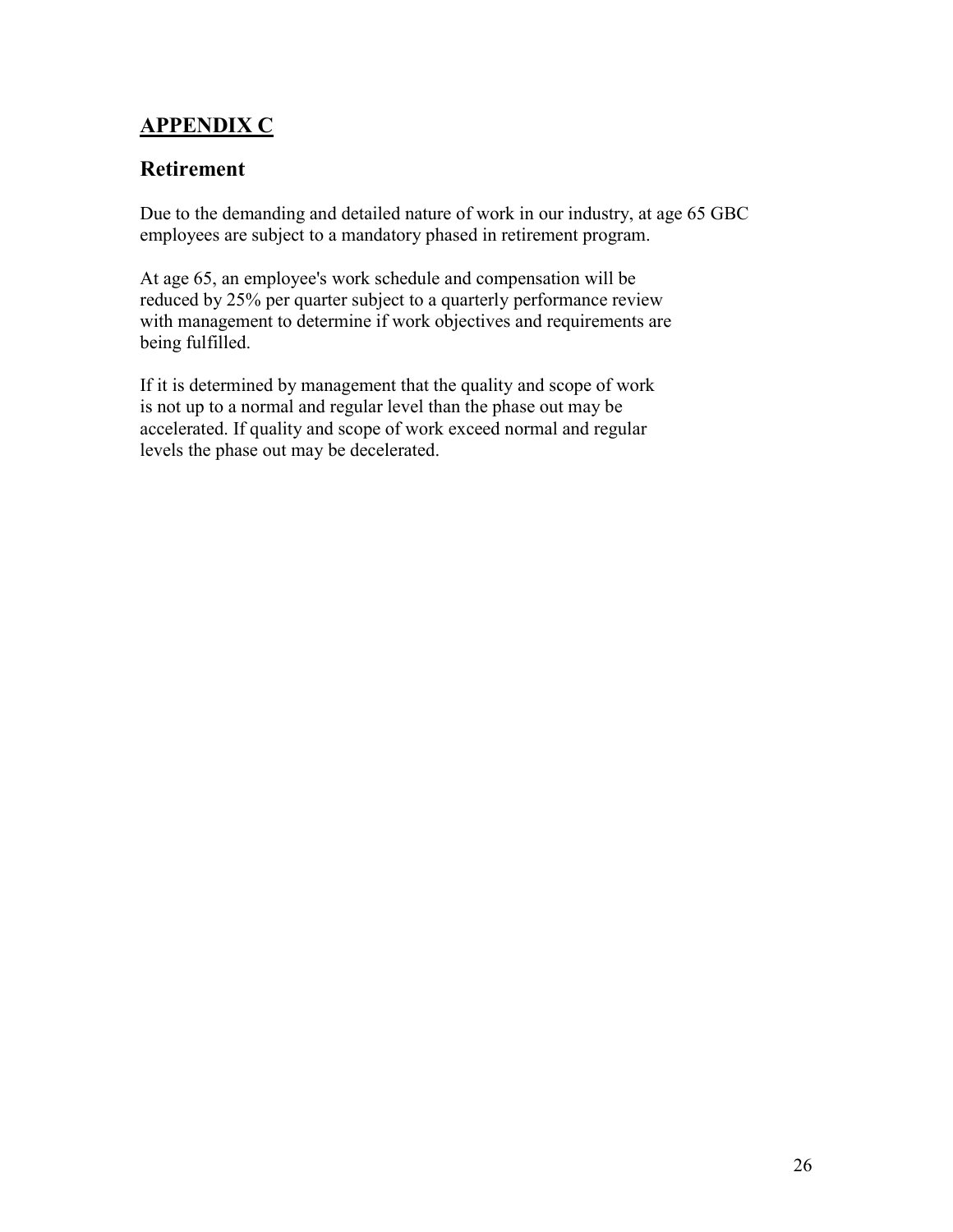## APPENDIX C

### Retirement

Due to the demanding and detailed nature of work in our industry, at age 65 GBC employees are subject to a mandatory phased in retirement program.

At age 65, an employee's work schedule and compensation will be reduced by 25% per quarter subject to a quarterly performance review with management to determine if work objectives and requirements are being fulfilled.

If it is determined by management that the quality and scope of work is not up to a normal and regular level than the phase out may be accelerated. If quality and scope of work exceed normal and regular levels the phase out may be decelerated.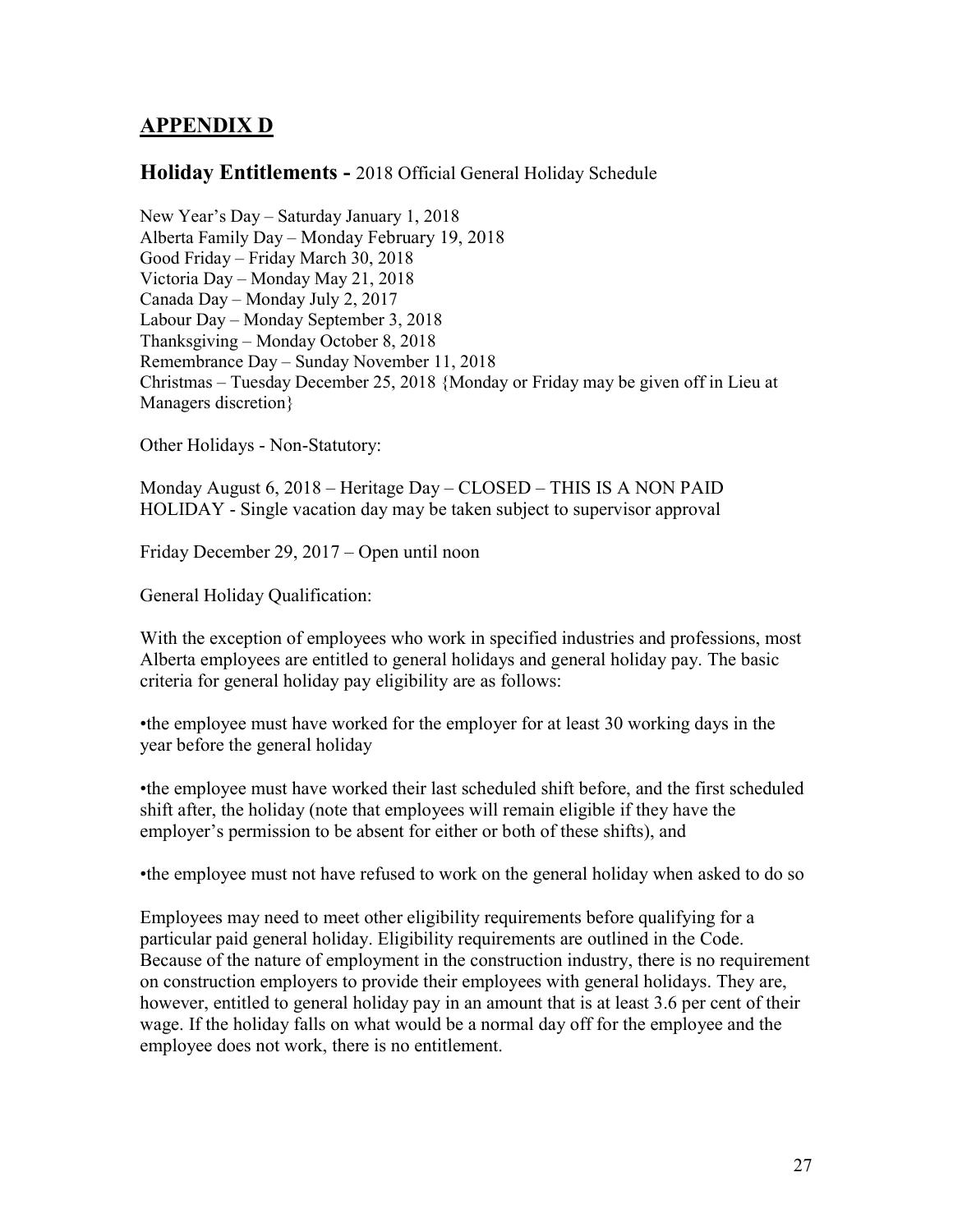## APPENDIX D

### **Holiday Entitlements -** 2018 Official General Holiday Schedule

New Year's Day – Saturday January 1, 2018
Alberta Family Day – Monday February 19, 2018
Good Friday – Friday March 30, 2018
Victoria Day – Monday May 21, 2018
Canada Day – Monday July 2, 2017
Labour Day – Monday September 3, 2018
Thanksgiving – Monday October 8, 2018
Remembrance Day – Sunday November 11, 2018
Christmas – Tuesday December 25, 2018 {Monday or Friday may be given off in Lieu at Managers discretion}

Other Holidays - Non-Statutory:

Monday August 6, 2018 – Heritage Day – CLOSED – THIS IS A NON PAID HOLIDAY - Single vacation day may be taken subject to supervisor approval

Friday December 29, 2017 – Open until noon

General Holiday Qualification:

With the exception of employees who work in specified industries and professions, most Alberta employees are entitled to general holidays and general holiday pay. The basic criteria for general holiday pay eligibility are as follows:

•the employee must have worked for the employer for at least 30 working days in the year before the general holiday

•the employee must have worked their last scheduled shift before, and the first scheduled shift after, the holiday (note that employees will remain eligible if they have the employer's permission to be absent for either or both of these shifts), and

•the employee must not have refused to work on the general holiday when asked to do so

Employees may need to meet other eligibility requirements before qualifying for a particular paid general holiday. Eligibility requirements are outlined in the Code. Because of the nature of employment in the construction industry, there is no requirement on construction employers to provide their employees with general holidays. They are, however, entitled to general holiday pay in an amount that is at least 3.6 per cent of their wage. If the holiday falls on what would be a normal day off for the employee and the employee does not work, there is no entitlement.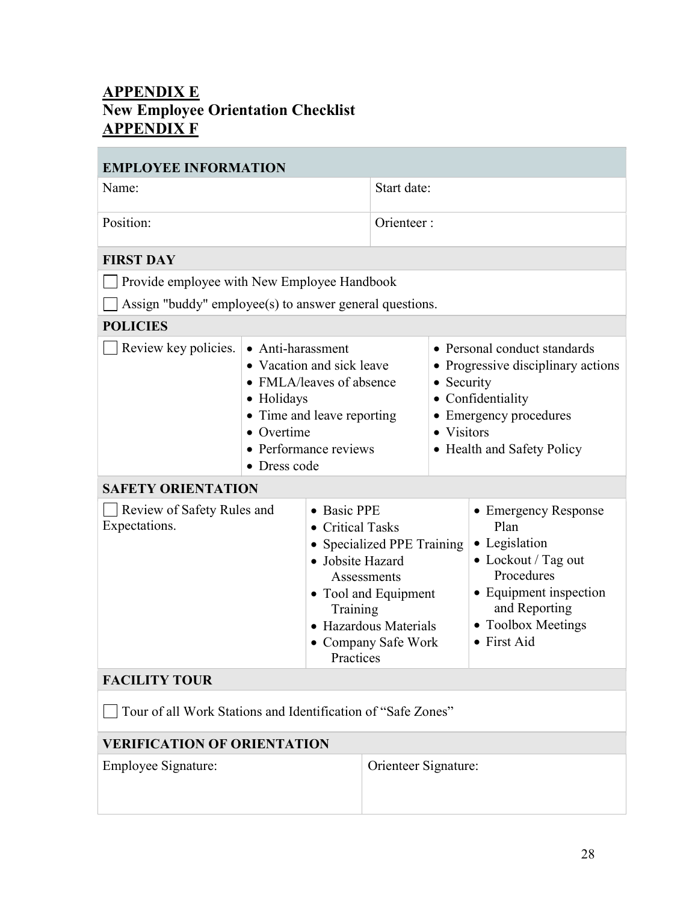## APPENDIX E

## New Employee Orientation Checklist

## APPENDIX F

| EMPLOYEE INFORMATION | |
|---|---|
| Name: | Start date: |
| Position: | Orienteer : |

**FIRST DAY**

- ☐ Provide employee with New Employee Handbook
- ☐ Assign "buddy" employee(s) to answer general questions.

**POLICIES**

| | | |
|---|---|---|
| ☐ Review key policies. | • Anti-harassment<br>• Vacation and sick leave<br>• FMLA/leaves of absence<br>• Holidays<br>• Time and leave reporting<br>• Overtime<br>• Performance reviews<br>• Dress code | • Personal conduct standards<br>• Progressive disciplinary actions<br>• Security<br>• Confidentiality<br>• Emergency procedures<br>• Visitors<br>• Health and Safety Policy |

**SAFETY ORIENTATION**

| | | |
|---|---|---|
| ☐ Review of Safety Rules and Expectations. | • Basic PPE<br>• Critical Tasks<br>• Specialized PPE Training<br>• Jobsite Hazard Assessments<br>• Tool and Equipment Training<br>• Hazardous Materials<br>• Company Safe Work Practices | • Emergency Response Plan<br>• Legislation<br>• Lockout / Tag out Procedures<br>• Equipment inspection and Reporting<br>• Toolbox Meetings<br>• First Aid |

**FACILITY TOUR**

- ☐ Tour of all Work Stations and Identification of “Safe Zones”

| VERIFICATION OF ORIENTATION | |
|---|---|
| Employee Signature: | Orienteer Signature: |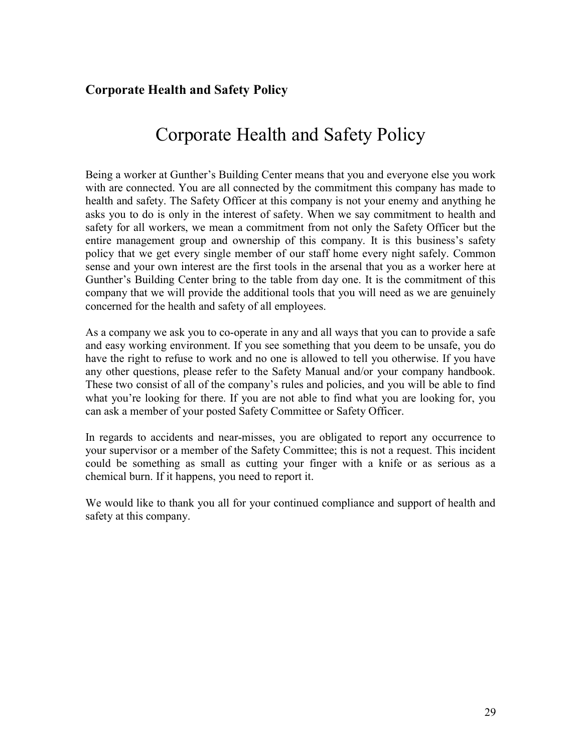**Corporate Health and Safety Policy**

# Corporate Health and Safety Policy

Being a worker at Gunther's Building Center means that you and everyone else you work with are connected. You are all connected by the commitment this company has made to health and safety. The Safety Officer at this company is not your enemy and anything he asks you to do is only in the interest of safety. When we say commitment to health and safety for all workers, we mean a commitment from not only the Safety Officer but the entire management group and ownership of this company. It is this business's safety policy that we get every single member of our staff home every night safely. Common sense and your own interest are the first tools in the arsenal that you as a worker here at Gunther's Building Center bring to the table from day one. It is the commitment of this company that we will provide the additional tools that you will need as we are genuinely concerned for the health and safety of all employees.

As a company we ask you to co-operate in any and all ways that you can to provide a safe and easy working environment. If you see something that you deem to be unsafe, you do have the right to refuse to work and no one is allowed to tell you otherwise. If you have any other questions, please refer to the Safety Manual and/or your company handbook. These two consist of all of the company's rules and policies, and you will be able to find what you're looking for there. If you are not able to find what you are looking for, you can ask a member of your posted Safety Committee or Safety Officer.

In regards to accidents and near-misses, you are obligated to report any occurrence to your supervisor or a member of the Safety Committee; this is not a request. This incident could be something as small as cutting your finger with a knife or as serious as a chemical burn. If it happens, you need to report it.

We would like to thank you all for your continued compliance and support of health and safety at this company.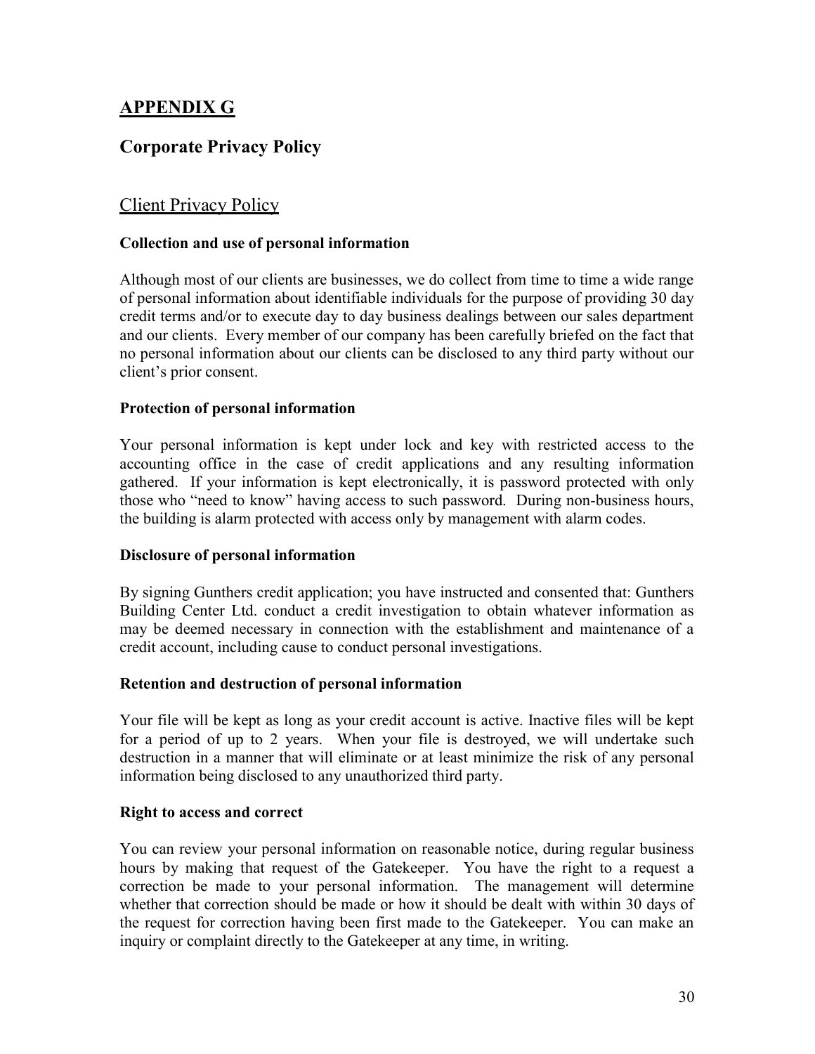## APPENDIX G

## Corporate Privacy Policy

### Client Privacy Policy

**Collection and use of personal information**

Although most of our clients are businesses, we do collect from time to time a wide range of personal information about identifiable individuals for the purpose of providing 30 day credit terms and/or to execute day to day business dealings between our sales department and our clients. Every member of our company has been carefully briefed on the fact that no personal information about our clients can be disclosed to any third party without our client's prior consent.

**Protection of personal information**

Your personal information is kept under lock and key with restricted access to the accounting office in the case of credit applications and any resulting information gathered. If your information is kept electronically, it is password protected with only those who "need to know" having access to such password. During non-business hours, the building is alarm protected with access only by management with alarm codes.

**Disclosure of personal information**

By signing Gunthers credit application; you have instructed and consented that: Gunthers Building Center Ltd. conduct a credit investigation to obtain whatever information as may be deemed necessary in connection with the establishment and maintenance of a credit account, including cause to conduct personal investigations.

**Retention and destruction of personal information**

Your file will be kept as long as your credit account is active. Inactive files will be kept for a period of up to 2 years. When your file is destroyed, we will undertake such destruction in a manner that will eliminate or at least minimize the risk of any personal information being disclosed to any unauthorized third party.

**Right to access and correct**

You can review your personal information on reasonable notice, during regular business hours by making that request of the Gatekeeper. You have the right to a request a correction be made to your personal information. The management will determine whether that correction should be made or how it should be dealt with within 30 days of the request for correction having been first made to the Gatekeeper. You can make an inquiry or complaint directly to the Gatekeeper at any time, in writing.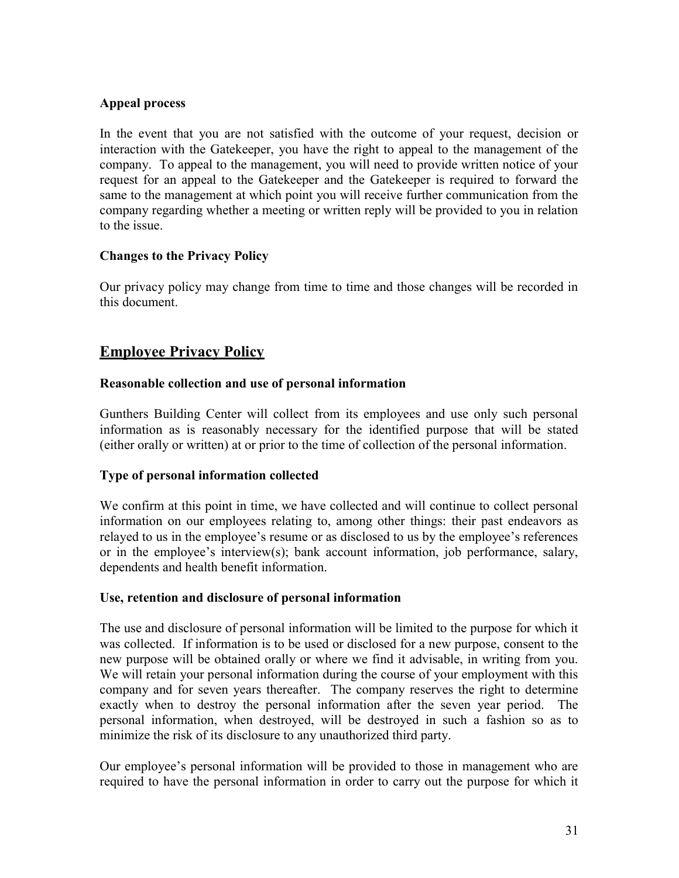**Appeal process**

In the event that you are not satisfied with the outcome of your request, decision or interaction with the Gatekeeper, you have the right to appeal to the management of the company. To appeal to the management, you will need to provide written notice of your request for an appeal to the Gatekeeper and the Gatekeeper is required to forward the same to the management at which point you will receive further communication from the company regarding whether a meeting or written reply will be provided to you in relation to the issue.

**Changes to the Privacy Policy**

Our privacy policy may change from time to time and those changes will be recorded in this document.

## Employee Privacy Policy

**Reasonable collection and use of personal information**

Gunthers Building Center will collect from its employees and use only such personal information as is reasonably necessary for the identified purpose that will be stated (either orally or written) at or prior to the time of collection of the personal information.

**Type of personal information collected**

We confirm at this point in time, we have collected and will continue to collect personal information on our employees relating to, among other things: their past endeavors as relayed to us in the employee's resume or as disclosed to us by the employee's references or in the employee's interview(s); bank account information, job performance, salary, dependents and health benefit information.

**Use, retention and disclosure of personal information**

The use and disclosure of personal information will be limited to the purpose for which it was collected. If information is to be used or disclosed for a new purpose, consent to the new purpose will be obtained orally or where we find it advisable, in writing from you. We will retain your personal information during the course of your employment with this company and for seven years thereafter. The company reserves the right to determine exactly when to destroy the personal information after the seven year period. The personal information, when destroyed, will be destroyed in such a fashion so as to minimize the risk of its disclosure to any unauthorized third party.

Our employee's personal information will be provided to those in management who are required to have the personal information in order to carry out the purpose for which it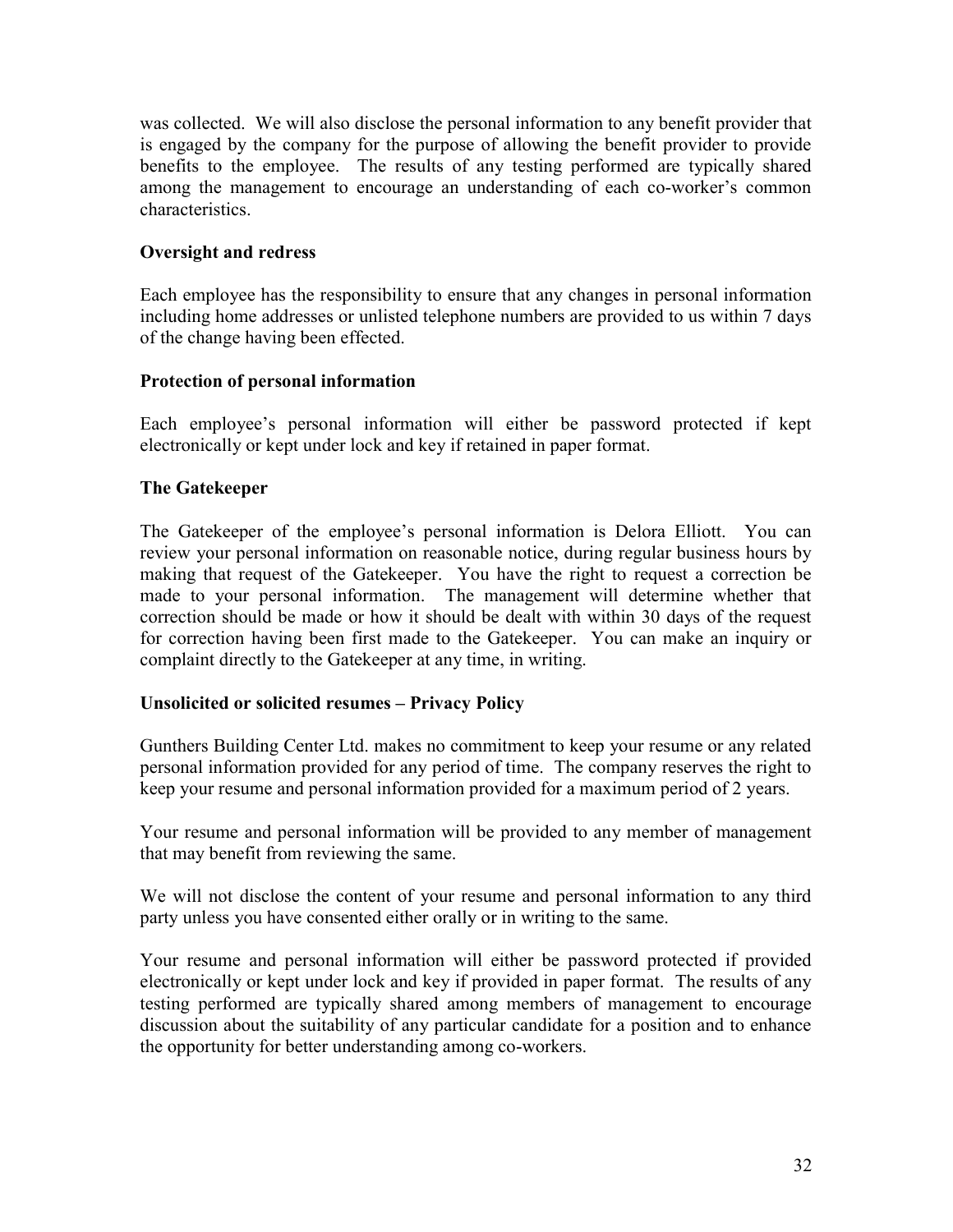was collected. We will also disclose the personal information to any benefit provider that is engaged by the company for the purpose of allowing the benefit provider to provide benefits to the employee. The results of any testing performed are typically shared among the management to encourage an understanding of each co-worker's common characteristics.

**Oversight and redress**

Each employee has the responsibility to ensure that any changes in personal information including home addresses or unlisted telephone numbers are provided to us within 7 days of the change having been effected.

**Protection of personal information**

Each employee's personal information will either be password protected if kept electronically or kept under lock and key if retained in paper format.

**The Gatekeeper**

The Gatekeeper of the employee's personal information is Delora Elliott. You can review your personal information on reasonable notice, during regular business hours by making that request of the Gatekeeper. You have the right to request a correction be made to your personal information. The management will determine whether that correction should be made or how it should be dealt with within 30 days of the request for correction having been first made to the Gatekeeper. You can make an inquiry or complaint directly to the Gatekeeper at any time, in writing.

**Unsolicited or solicited resumes – Privacy Policy**

Gunthers Building Center Ltd. makes no commitment to keep your resume or any related personal information provided for any period of time. The company reserves the right to keep your resume and personal information provided for a maximum period of 2 years.

Your resume and personal information will be provided to any member of management that may benefit from reviewing the same.

We will not disclose the content of your resume and personal information to any third party unless you have consented either orally or in writing to the same.

Your resume and personal information will either be password protected if provided electronically or kept under lock and key if provided in paper format. The results of any testing performed are typically shared among members of management to encourage discussion about the suitability of any particular candidate for a position and to enhance the opportunity for better understanding among co-workers.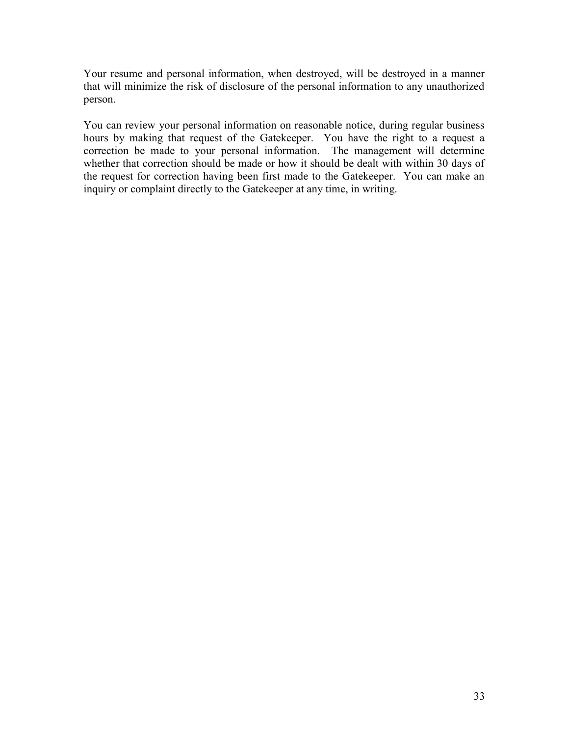Your resume and personal information, when destroyed, will be destroyed in a manner that will minimize the risk of disclosure of the personal information to any unauthorized person.

You can review your personal information on reasonable notice, during regular business hours by making that request of the Gatekeeper. You have the right to a request a correction be made to your personal information. The management will determine whether that correction should be made or how it should be dealt with within 30 days of the request for correction having been first made to the Gatekeeper. You can make an inquiry or complaint directly to the Gatekeeper at any time, in writing.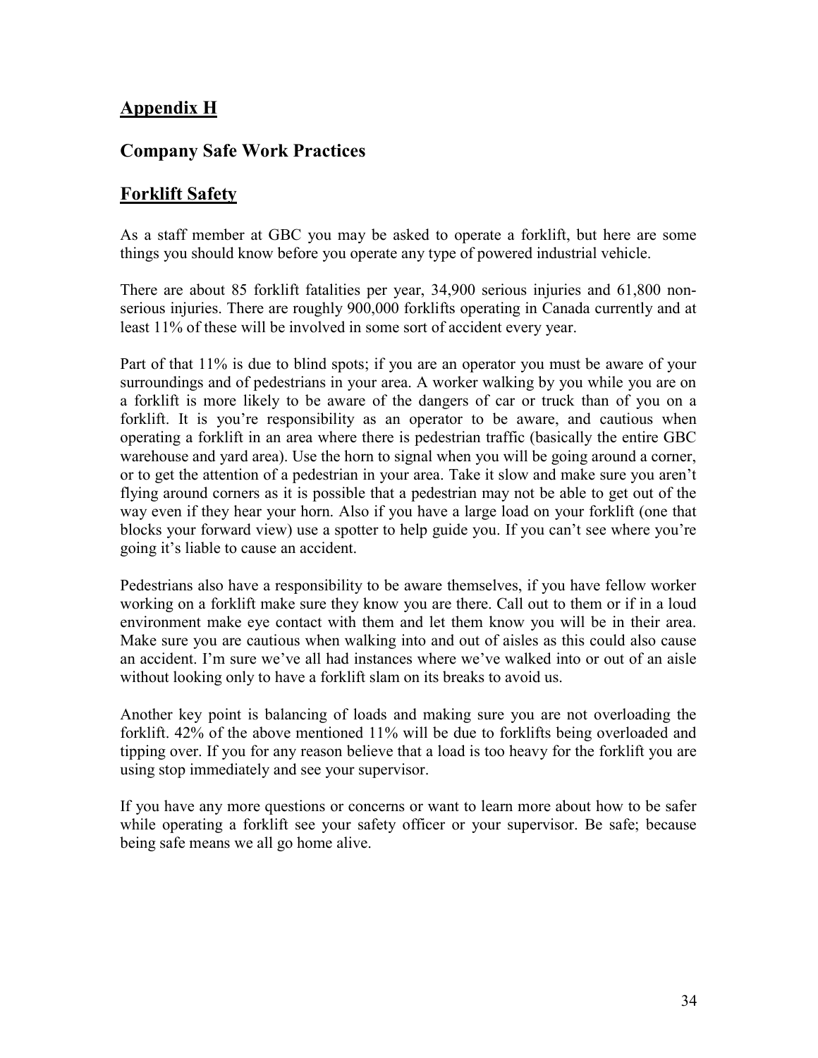## Appendix H

## Company Safe Work Practices

## Forklift Safety

As a staff member at GBC you may be asked to operate a forklift, but here are some things you should know before you operate any type of powered industrial vehicle.

There are about 85 forklift fatalities per year, 34,900 serious injuries and 61,800 non-serious injuries. There are roughly 900,000 forklifts operating in Canada currently and at least 11% of these will be involved in some sort of accident every year.

Part of that 11% is due to blind spots; if you are an operator you must be aware of your surroundings and of pedestrians in your area. A worker walking by you while you are on a forklift is more likely to be aware of the dangers of car or truck than of you on a forklift. It is you're responsibility as an operator to be aware, and cautious when operating a forklift in an area where there is pedestrian traffic (basically the entire GBC warehouse and yard area). Use the horn to signal when you will be going around a corner, or to get the attention of a pedestrian in your area. Take it slow and make sure you aren't flying around corners as it is possible that a pedestrian may not be able to get out of the way even if they hear your horn. Also if you have a large load on your forklift (one that blocks your forward view) use a spotter to help guide you. If you can't see where you're going it's liable to cause an accident.

Pedestrians also have a responsibility to be aware themselves, if you have fellow worker working on a forklift make sure they know you are there. Call out to them or if in a loud environment make eye contact with them and let them know you will be in their area. Make sure you are cautious when walking into and out of aisles as this could also cause an accident. I'm sure we've all had instances where we've walked into or out of an aisle without looking only to have a forklift slam on its breaks to avoid us.

Another key point is balancing of loads and making sure you are not overloading the forklift. 42% of the above mentioned 11% will be due to forklifts being overloaded and tipping over. If you for any reason believe that a load is too heavy for the forklift you are using stop immediately and see your supervisor.

If you have any more questions or concerns or want to learn more about how to be safer while operating a forklift see your safety officer or your supervisor. Be safe; because being safe means we all go home alive.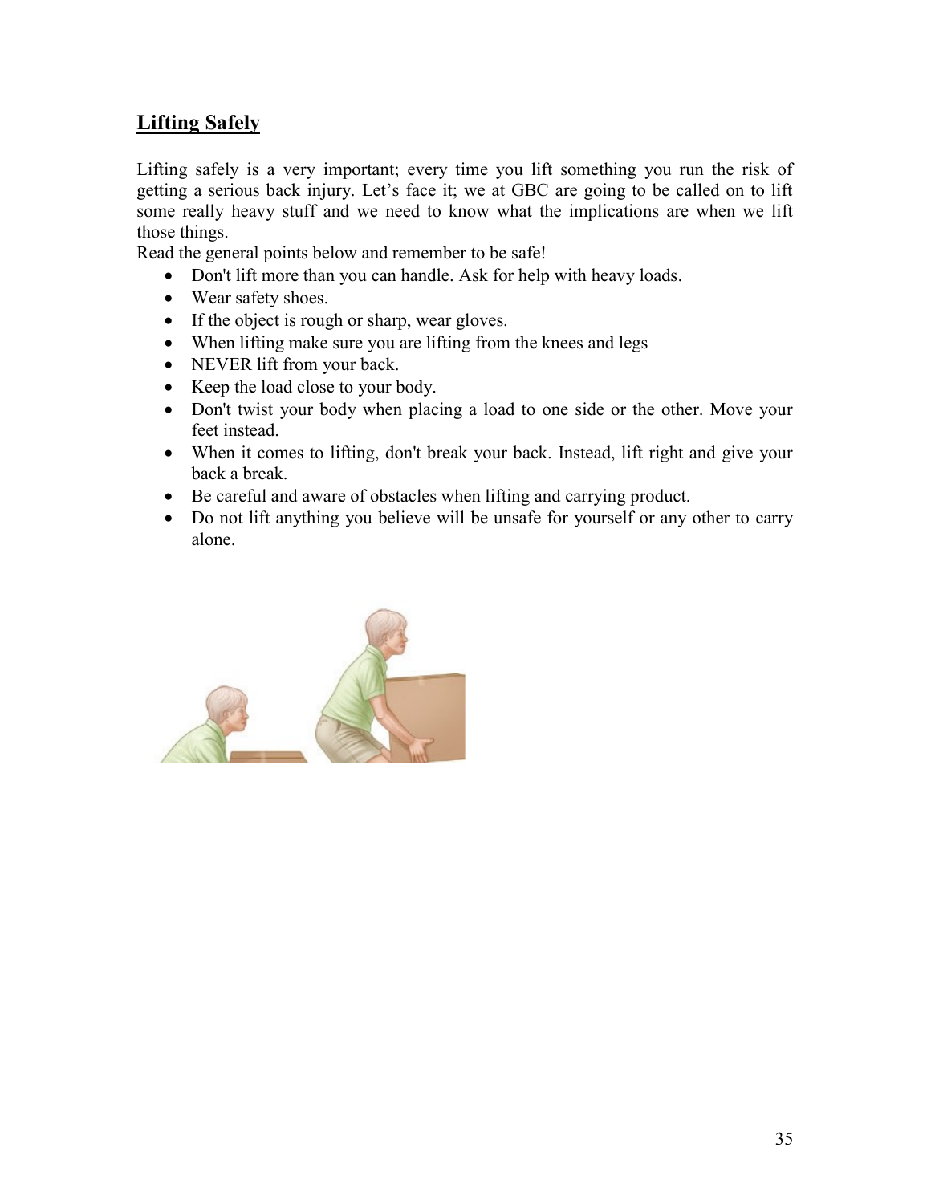## Lifting Safely

Lifting safely is a very important; every time you lift something you run the risk of getting a serious back injury. Let's face it; we at GBC are going to be called on to lift some really heavy stuff and we need to know what the implications are when we lift those things.

Read the general points below and remember to be safe!

- Don't lift more than you can handle. Ask for help with heavy loads.
- Wear safety shoes.
- If the object is rough or sharp, wear gloves.
- When lifting make sure you are lifting from the knees and legs
- NEVER lift from your back.
- Keep the load close to your body.
- Don't twist your body when placing a load to one side or the other. Move your feet instead.
- When it comes to lifting, don't break your back. Instead, lift right and give your back a break.
- Be careful and aware of obstacles when lifting and carrying product.
- Do not lift anything you believe will be unsafe for yourself or any other to carry alone.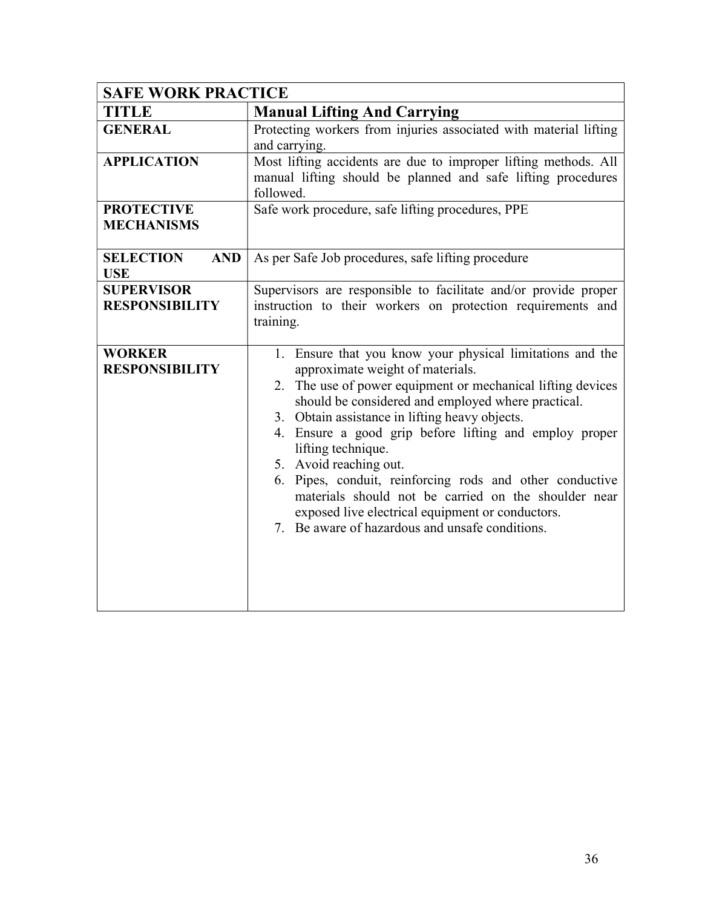| SAFE WORK PRACTICE | |
|---|---|
| **TITLE** | **Manual Lifting And Carrying** |
| **GENERAL** | Protecting workers from injuries associated with material lifting and carrying. |
| **APPLICATION** | Most lifting accidents are due to improper lifting methods. All manual lifting should be planned and safe lifting procedures followed. |
| **PROTECTIVE MECHANISMS** | Safe work procedure, safe lifting procedures, PPE |
| **SELECTION AND USE** | As per Safe Job procedures, safe lifting procedure |
| **SUPERVISOR RESPONSIBILITY** | Supervisors are responsible to facilitate and/or provide proper instruction to their workers on protection requirements and training. |
| **WORKER RESPONSIBILITY** | 1. Ensure that you know your physical limitations and the approximate weight of materials.<br>2. The use of power equipment or mechanical lifting devices should be considered and employed where practical.<br>3. Obtain assistance in lifting heavy objects.<br>4. Ensure a good grip before lifting and employ proper lifting technique.<br>5. Avoid reaching out.<br>6. Pipes, conduit, reinforcing rods and other conductive materials should not be carried on the shoulder near exposed live electrical equipment or conductors.<br>7. Be aware of hazardous and unsafe conditions. |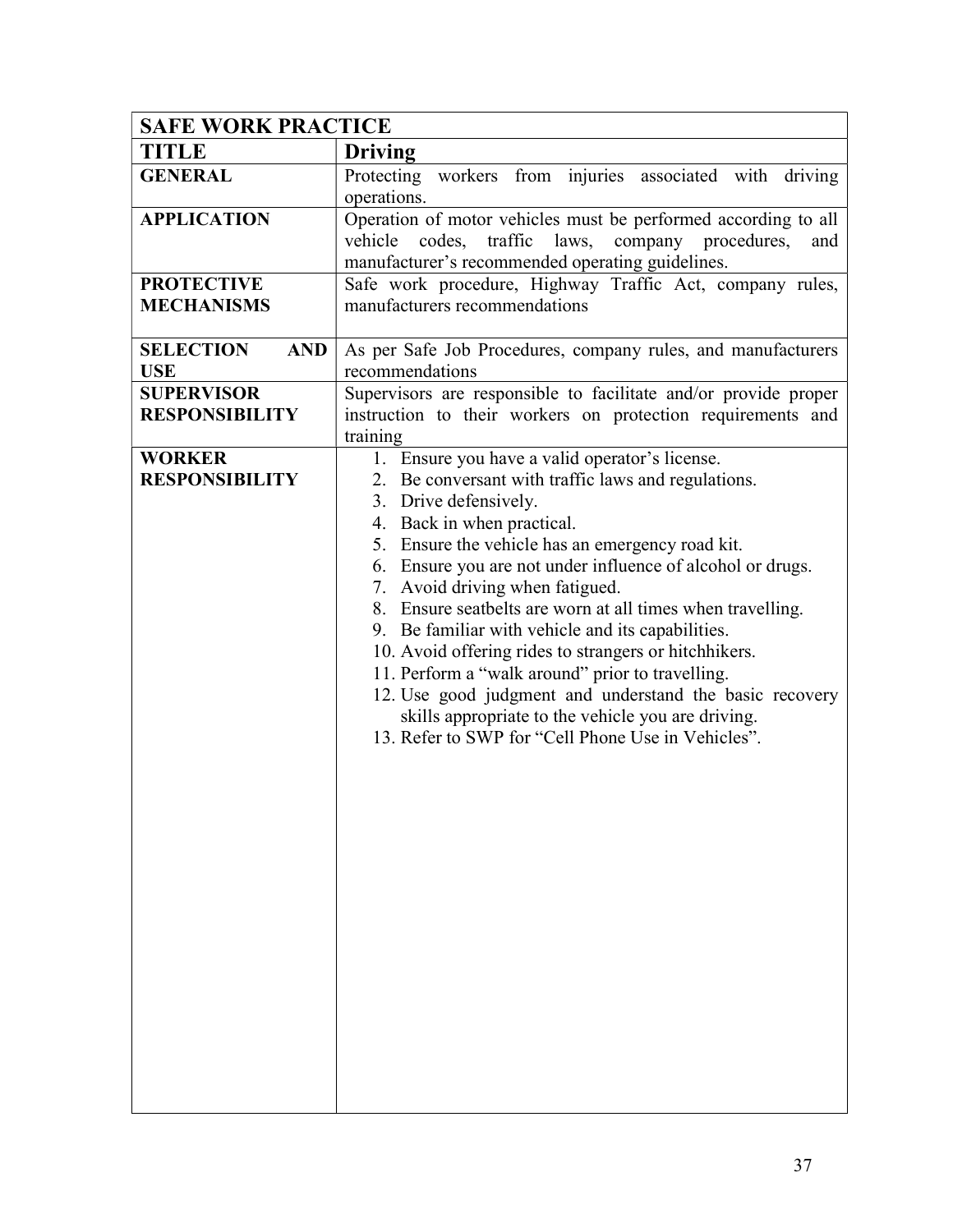| SAFE WORK PRACTICE | |
|---|---|
| **TITLE** | **Driving** |
| **GENERAL** | Protecting workers from injuries associated with driving operations. |
| **APPLICATION** | Operation of motor vehicles must be performed according to all vehicle codes, traffic laws, company procedures, and manufacturer's recommended operating guidelines. |
| **PROTECTIVE MECHANISMS** | Safe work procedure, Highway Traffic Act, company rules, manufacturers recommendations |
| **SELECTION AND USE** | As per Safe Job Procedures, company rules, and manufacturers recommendations |
| **SUPERVISOR RESPONSIBILITY** | Supervisors are responsible to facilitate and/or provide proper instruction to their workers on protection requirements and training |
| **WORKER RESPONSIBILITY** | 1. Ensure you have a valid operator's license.<br>2. Be conversant with traffic laws and regulations.<br>3. Drive defensively.<br>4. Back in when practical.<br>5. Ensure the vehicle has an emergency road kit.<br>6. Ensure you are not under influence of alcohol or drugs.<br>7. Avoid driving when fatigued.<br>8. Ensure seatbelts are worn at all times when travelling.<br>9. Be familiar with vehicle and its capabilities.<br>10. Avoid offering rides to strangers or hitchhikers.<br>11. Perform a "walk around" prior to travelling.<br>12. Use good judgment and understand the basic recovery skills appropriate to the vehicle you are driving.<br>13. Refer to SWP for "Cell Phone Use in Vehicles". |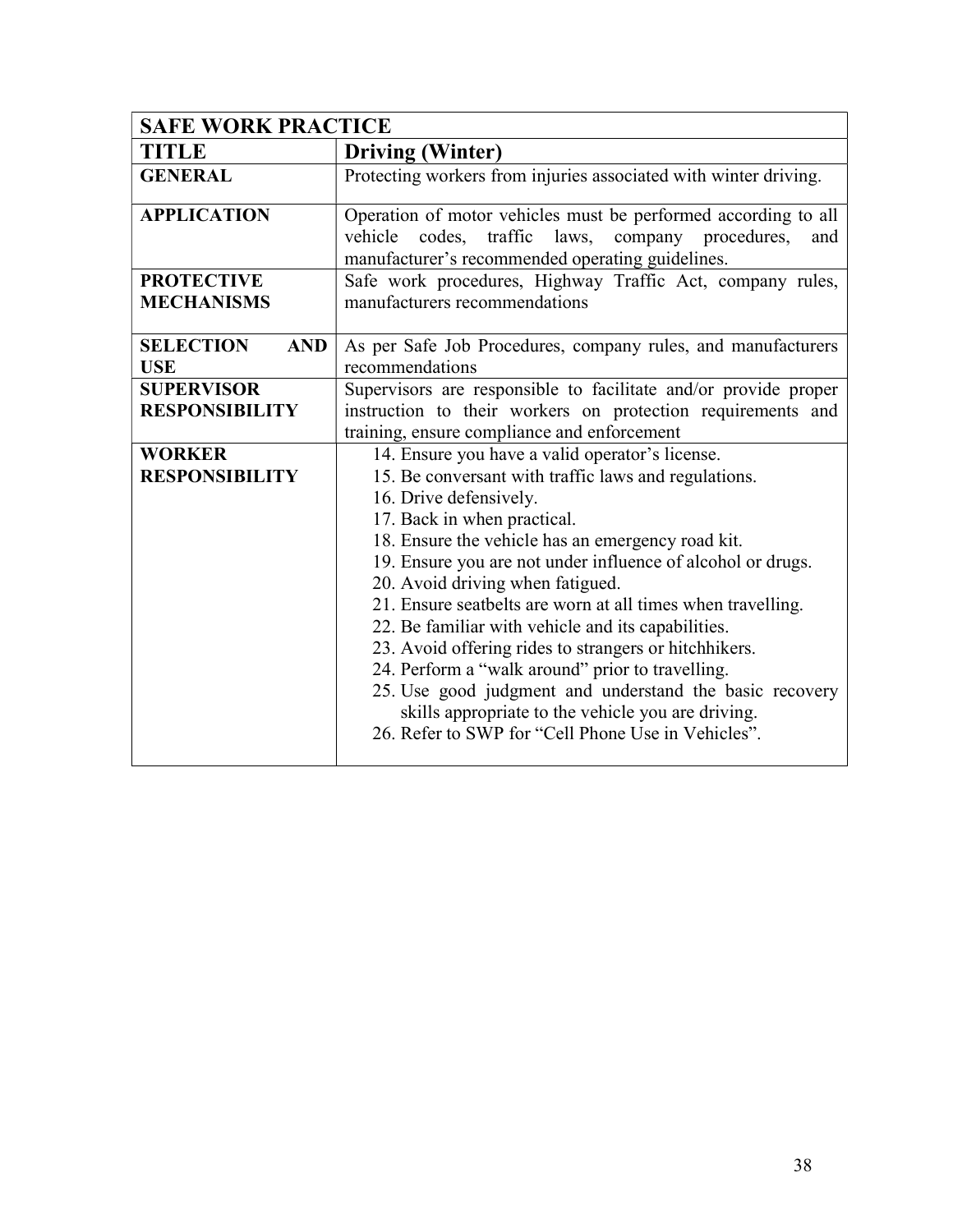| SAFE WORK PRACTICE | |
|---|---|
| **TITLE** | **Driving (Winter)** |
| **GENERAL** | Protecting workers from injuries associated with winter driving. |
| **APPLICATION** | Operation of motor vehicles must be performed according to all vehicle codes, traffic laws, company procedures, and manufacturer's recommended operating guidelines. |
| **PROTECTIVE MECHANISMS** | Safe work procedures, Highway Traffic Act, company rules, manufacturers recommendations |
| **SELECTION AND USE** | As per Safe Job Procedures, company rules, and manufacturers recommendations |
| **SUPERVISOR RESPONSIBILITY** | Supervisors are responsible to facilitate and/or provide proper instruction to their workers on protection requirements and training, ensure compliance and enforcement |
| **WORKER RESPONSIBILITY** | 14. Ensure you have a valid operator's license.<br>15. Be conversant with traffic laws and regulations.<br>16. Drive defensively.<br>17. Back in when practical.<br>18. Ensure the vehicle has an emergency road kit.<br>19. Ensure you are not under influence of alcohol or drugs.<br>20. Avoid driving when fatigued.<br>21. Ensure seatbelts are worn at all times when travelling.<br>22. Be familiar with vehicle and its capabilities.<br>23. Avoid offering rides to strangers or hitchhikers.<br>24. Perform a "walk around" prior to travelling.<br>25. Use good judgment and understand the basic recovery skills appropriate to the vehicle you are driving.<br>26. Refer to SWP for "Cell Phone Use in Vehicles". |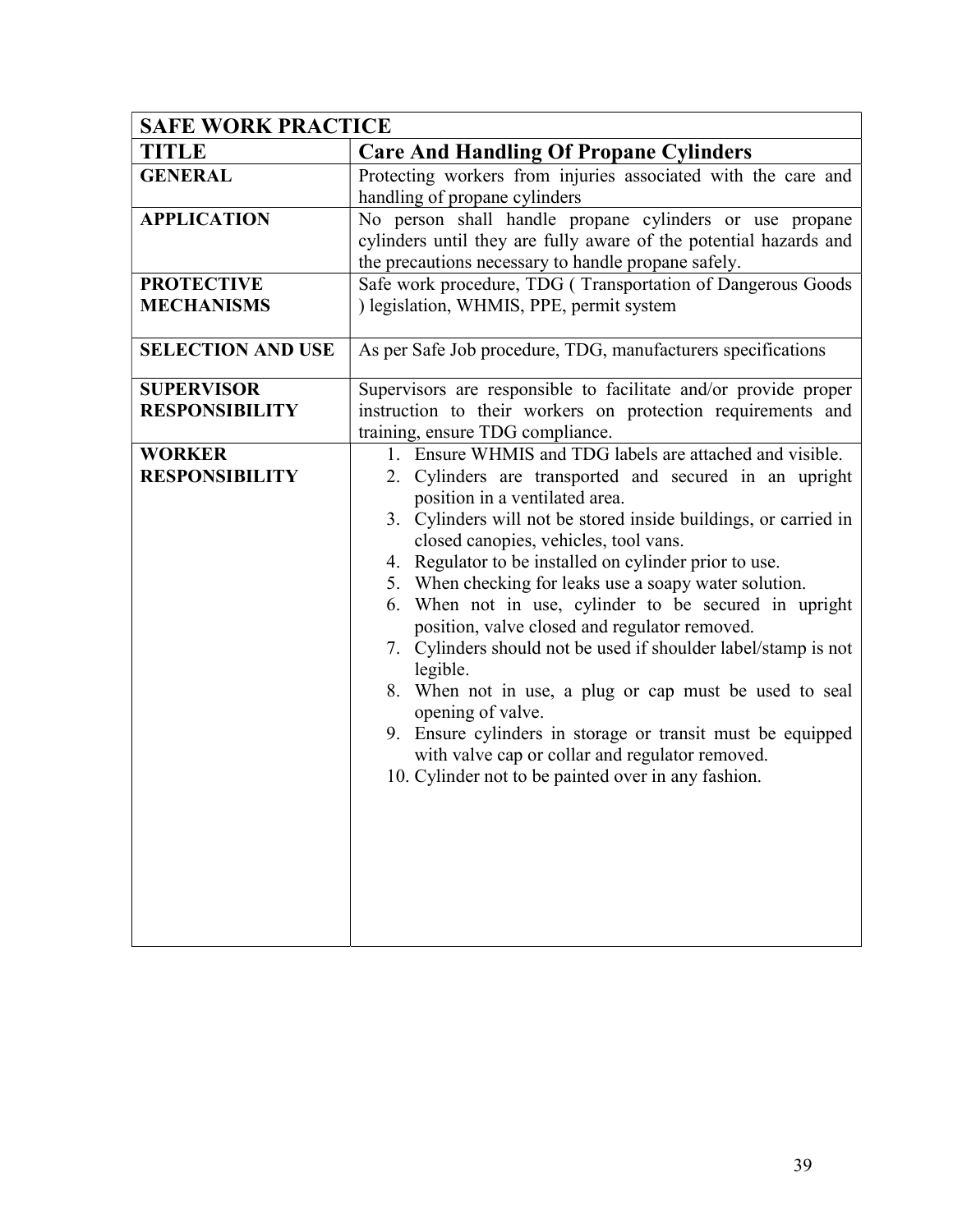| SAFE WORK PRACTICE | |
|---|---|
| **TITLE** | **Care And Handling Of Propane Cylinders** |
| **GENERAL** | Protecting workers from injuries associated with the care and handling of propane cylinders |
| **APPLICATION** | No person shall handle propane cylinders or use propane cylinders until they are fully aware of the potential hazards and the precautions necessary to handle propane safely. |
| **PROTECTIVE MECHANISMS** | Safe work procedure, TDG ( Transportation of Dangerous Goods ) legislation, WHMIS, PPE, permit system |
| **SELECTION AND USE** | As per Safe Job procedure, TDG, manufacturers specifications |
| **SUPERVISOR RESPONSIBILITY** | Supervisors are responsible to facilitate and/or provide proper instruction to their workers on protection requirements and training, ensure TDG compliance. |
| **WORKER RESPONSIBILITY** | 1. Ensure WHMIS and TDG labels are attached and visible.<br>2. Cylinders are transported and secured in an upright position in a ventilated area.<br>3. Cylinders will not be stored inside buildings, or carried in closed canopies, vehicles, tool vans.<br>4. Regulator to be installed on cylinder prior to use.<br>5. When checking for leaks use a soapy water solution.<br>6. When not in use, cylinder to be secured in upright position, valve closed and regulator removed.<br>7. Cylinders should not be used if shoulder label/stamp is not legible.<br>8. When not in use, a plug or cap must be used to seal opening of valve.<br>9. Ensure cylinders in storage or transit must be equipped with valve cap or collar and regulator removed.<br>10. Cylinder not to be painted over in any fashion. |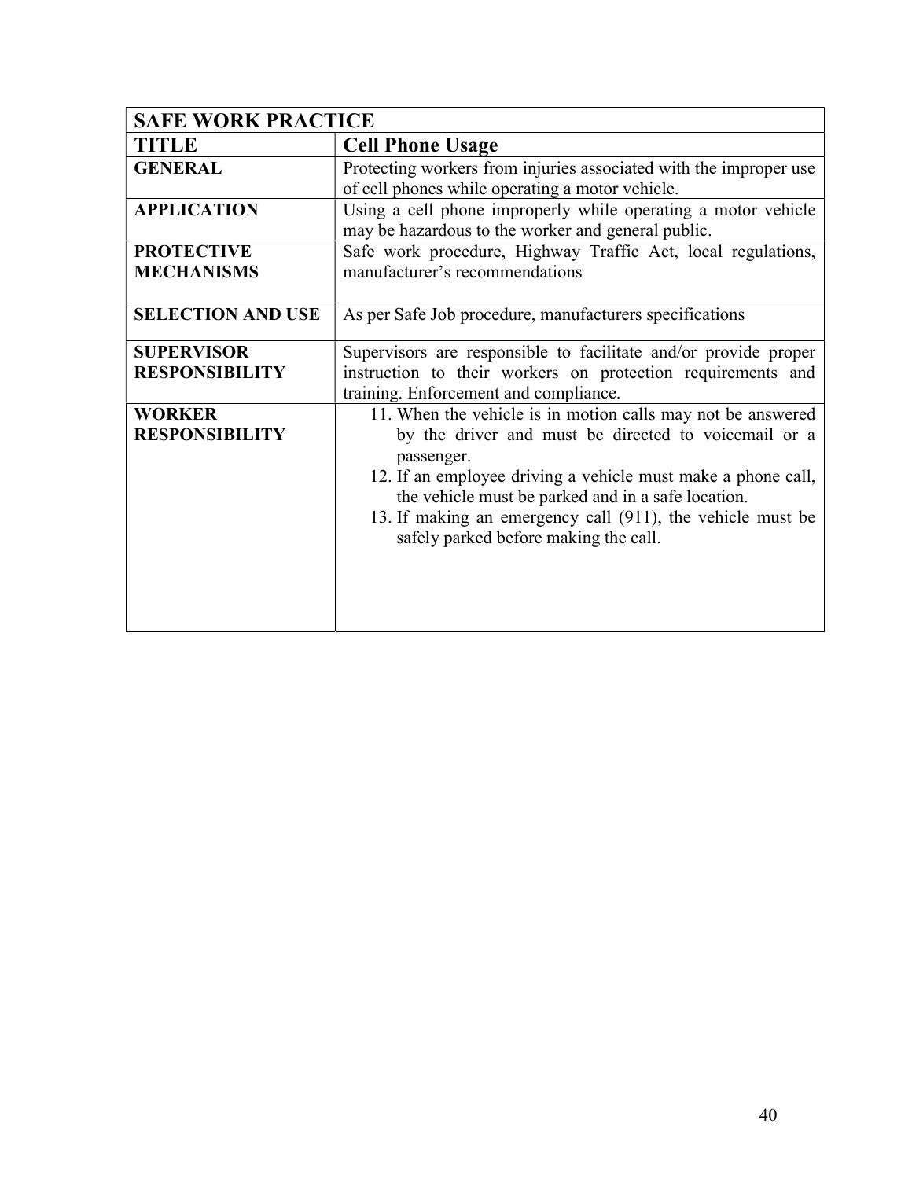| SAFE WORK PRACTICE | |
|---|---|
| **TITLE** | **Cell Phone Usage** |
| **GENERAL** | Protecting workers from injuries associated with the improper use of cell phones while operating a motor vehicle. |
| **APPLICATION** | Using a cell phone improperly while operating a motor vehicle may be hazardous to the worker and general public. |
| **PROTECTIVE MECHANISMS** | Safe work procedure, Highway Traffic Act, local regulations, manufacturer's recommendations |
| **SELECTION AND USE** | As per Safe Job procedure, manufacturers specifications |
| **SUPERVISOR RESPONSIBILITY** | Supervisors are responsible to facilitate and/or provide proper instruction to their workers on protection requirements and training. Enforcement and compliance. |
| **WORKER RESPONSIBILITY** | 11. When the vehicle is in motion calls may not be answered by the driver and must be directed to voicemail or a passenger.<br>12. If an employee driving a vehicle must make a phone call, the vehicle must be parked and in a safe location.<br>13. If making an emergency call (911), the vehicle must be safely parked before making the call. |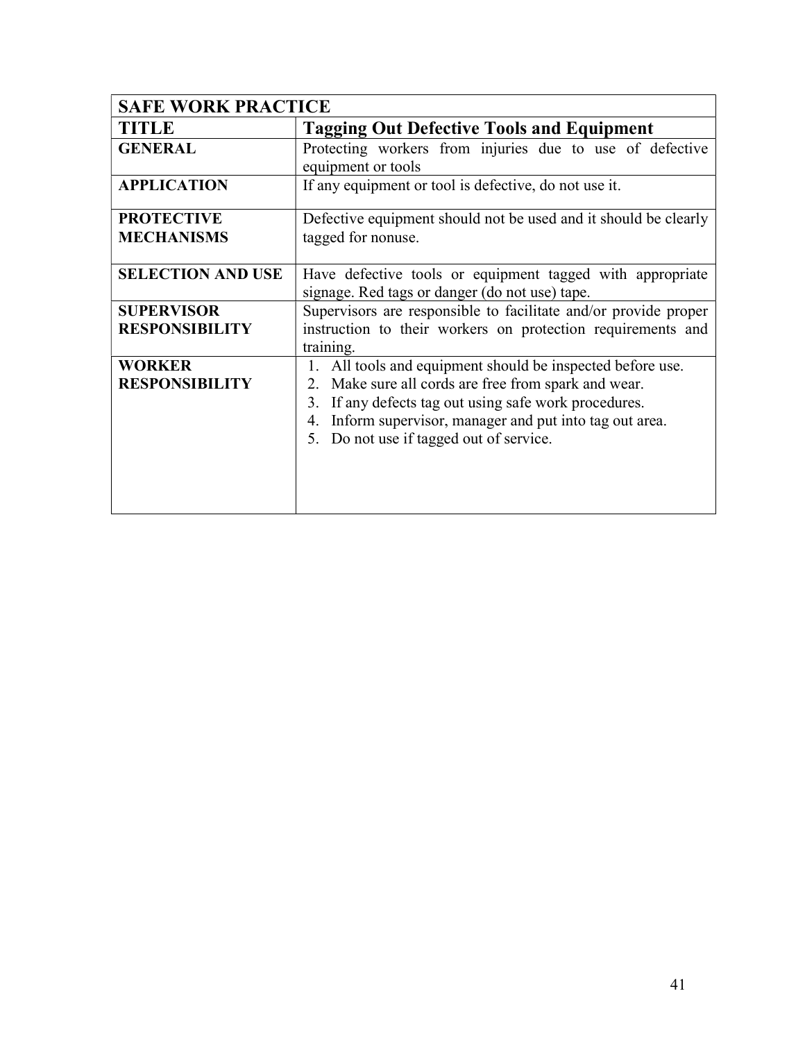| SAFE WORK PRACTICE | |
|---|---|
| **TITLE** | **Tagging Out Defective Tools and Equipment** |
| **GENERAL** | Protecting workers from injuries due to use of defective equipment or tools |
| **APPLICATION** | If any equipment or tool is defective, do not use it. |
| **PROTECTIVE MECHANISMS** | Defective equipment should not be used and it should be clearly tagged for nonuse. |
| **SELECTION AND USE** | Have defective tools or equipment tagged with appropriate signage. Red tags or danger (do not use) tape. |
| **SUPERVISOR RESPONSIBILITY** | Supervisors are responsible to facilitate and/or provide proper instruction to their workers on protection requirements and training. |
| **WORKER RESPONSIBILITY** | 1. All tools and equipment should be inspected before use.<br>2. Make sure all cords are free from spark and wear.<br>3. If any defects tag out using safe work procedures.<br>4. Inform supervisor, manager and put into tag out area.<br>5. Do not use if tagged out of service. |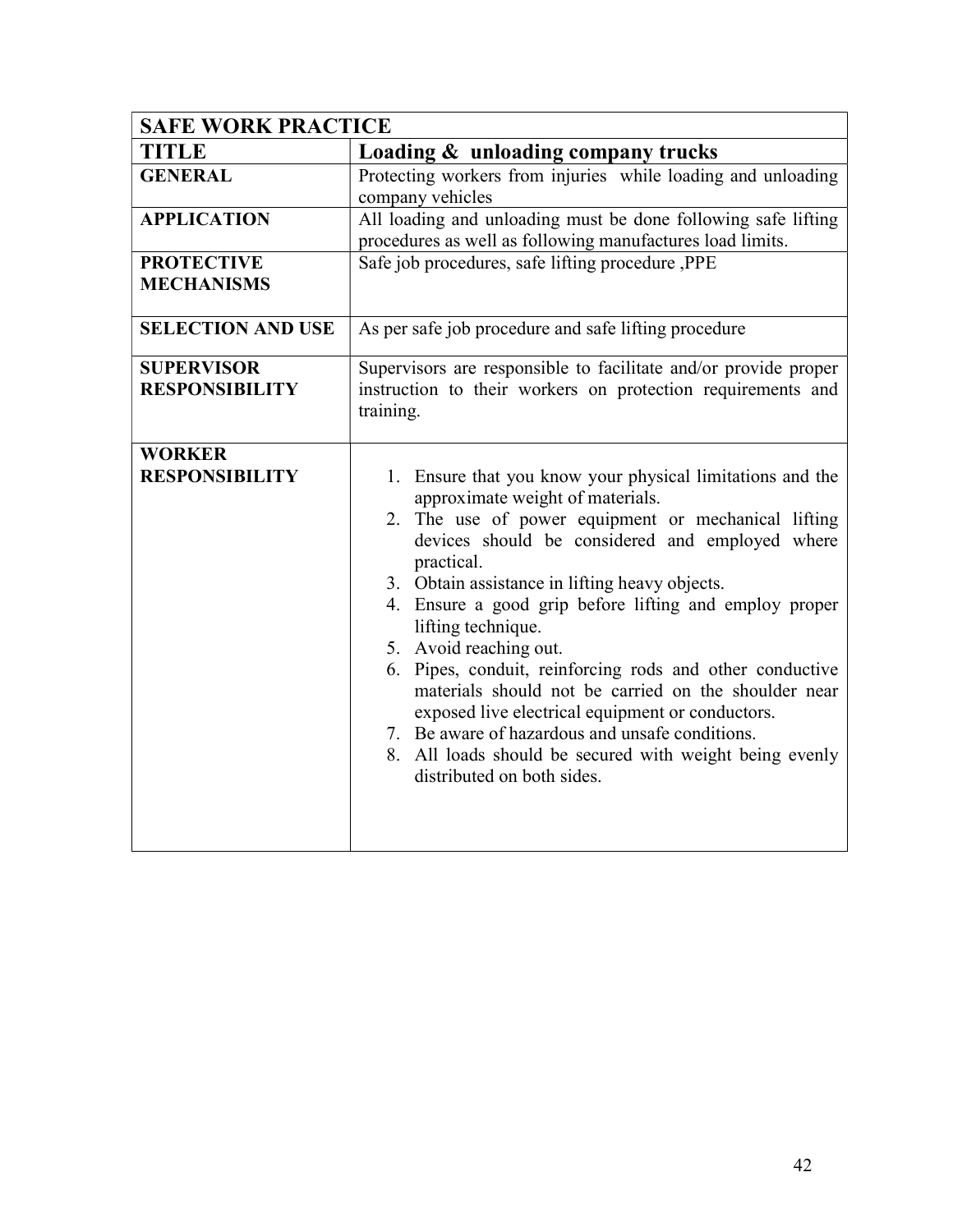| SAFE WORK PRACTICE | |
|---|---|
| **TITLE** | **Loading & unloading company trucks** |
| **GENERAL** | Protecting workers from injuries while loading and unloading company vehicles |
| **APPLICATION** | All loading and unloading must be done following safe lifting procedures as well as following manufactures load limits. |
| **PROTECTIVE MECHANISMS** | Safe job procedures, safe lifting procedure ,PPE |
| **SELECTION AND USE** | As per safe job procedure and safe lifting procedure |
| **SUPERVISOR RESPONSIBILITY** | Supervisors are responsible to facilitate and/or provide proper instruction to their workers on protection requirements and training. |
| **WORKER RESPONSIBILITY** | 1. Ensure that you know your physical limitations and the approximate weight of materials.<br>2. The use of power equipment or mechanical lifting devices should be considered and employed where practical.<br>3. Obtain assistance in lifting heavy objects.<br>4. Ensure a good grip before lifting and employ proper lifting technique.<br>5. Avoid reaching out.<br>6. Pipes, conduit, reinforcing rods and other conductive materials should not be carried on the shoulder near exposed live electrical equipment or conductors.<br>7. Be aware of hazardous and unsafe conditions.<br>8. All loads should be secured with weight being evenly distributed on both sides. |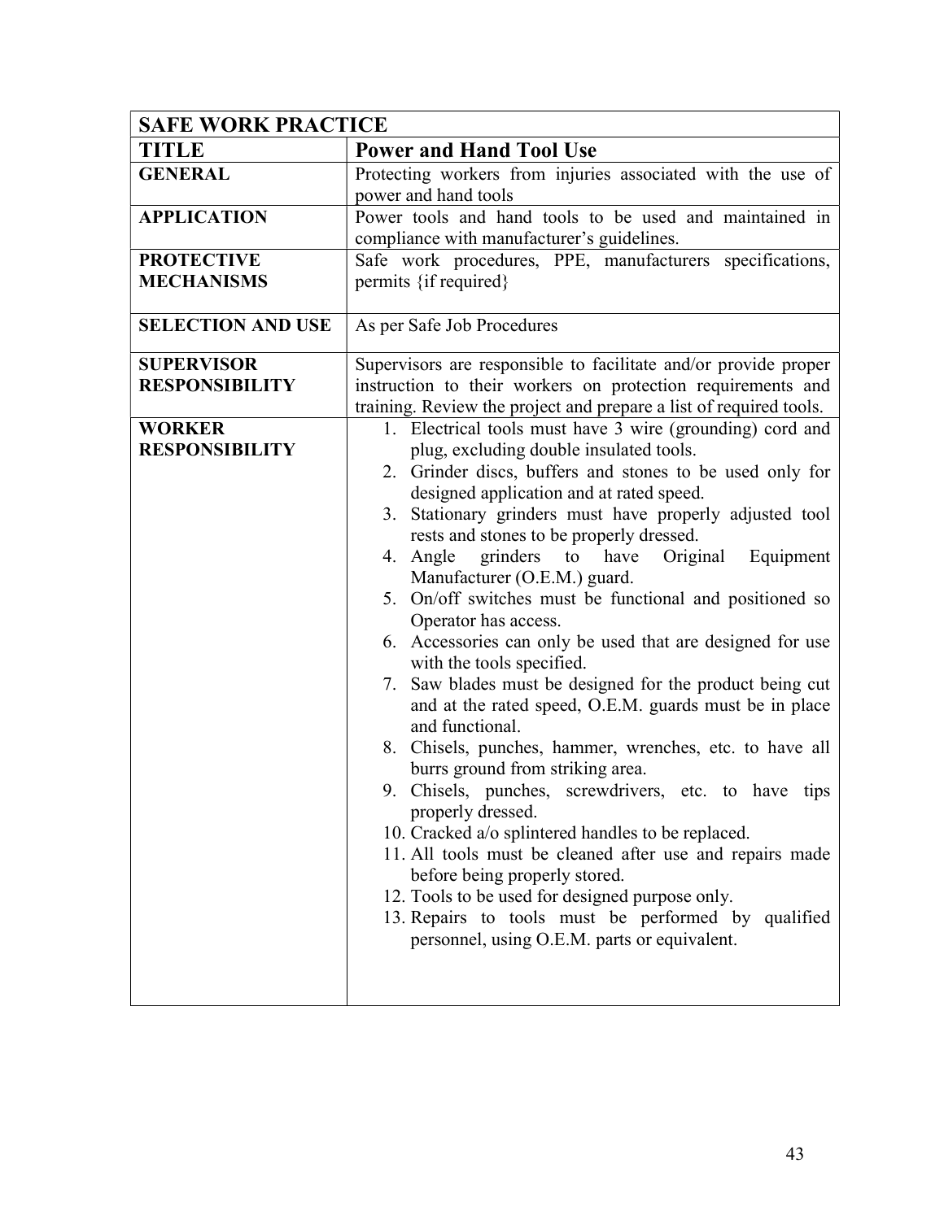| **SAFE WORK PRACTICE** | |
|---|---|
| **TITLE** | **Power and Hand Tool Use** |
| **GENERAL** | Protecting workers from injuries associated with the use of power and hand tools |
| **APPLICATION** | Power tools and hand tools to be used and maintained in compliance with manufacturer's guidelines. |
| **PROTECTIVE MECHANISMS** | Safe work procedures, PPE, manufacturers specifications, permits {if required} |
| **SELECTION AND USE** | As per Safe Job Procedures |
| **SUPERVISOR RESPONSIBILITY** | Supervisors are responsible to facilitate and/or provide proper instruction to their workers on protection requirements and training. Review the project and prepare a list of required tools. |
| **WORKER RESPONSIBILITY** | 1. Electrical tools must have 3 wire (grounding) cord and plug, excluding double insulated tools.<br>2. Grinder discs, buffers and stones to be used only for designed application and at rated speed.<br>3. Stationary grinders must have properly adjusted tool rests and stones to be properly dressed.<br>4. Angle grinders to have Original Equipment Manufacturer (O.E.M.) guard.<br>5. On/off switches must be functional and positioned so Operator has access.<br>6. Accessories can only be used that are designed for use with the tools specified.<br>7. Saw blades must be designed for the product being cut and at the rated speed, O.E.M. guards must be in place and functional.<br>8. Chisels, punches, hammer, wrenches, etc. to have all burrs ground from striking area.<br>9. Chisels, punches, screwdrivers, etc. to have tips properly dressed.<br>10. Cracked a/o splintered handles to be replaced.<br>11. All tools must be cleaned after use and repairs made before being properly stored.<br>12. Tools to be used for designed purpose only.<br>13. Repairs to tools must be performed by qualified personnel, using O.E.M. parts or equivalent. |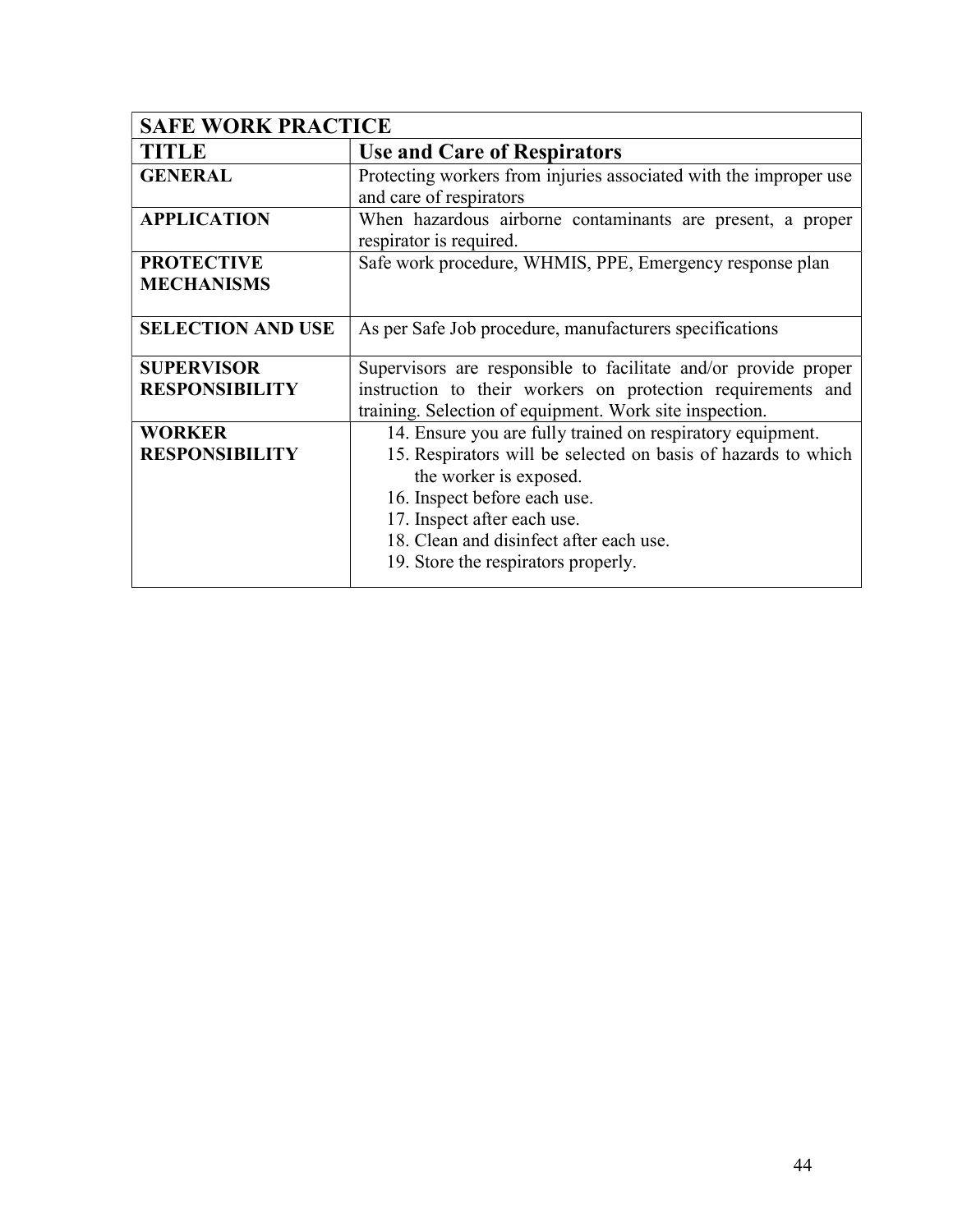| SAFE WORK PRACTICE | |
|---|---|
| **TITLE** | **Use and Care of Respirators** |
| **GENERAL** | Protecting workers from injuries associated with the improper use and care of respirators |
| **APPLICATION** | When hazardous airborne contaminants are present, a proper respirator is required. |
| **PROTECTIVE MECHANISMS** | Safe work procedure, WHMIS, PPE, Emergency response plan |
| **SELECTION AND USE** | As per Safe Job procedure, manufacturers specifications |
| **SUPERVISOR RESPONSIBILITY** | Supervisors are responsible to facilitate and/or provide proper instruction to their workers on protection requirements and training. Selection of equipment. Work site inspection. |
| **WORKER RESPONSIBILITY** | 14. Ensure you are fully trained on respiratory equipment.<br>15. Respirators will be selected on basis of hazards to which the worker is exposed.<br>16. Inspect before each use.<br>17. Inspect after each use.<br>18. Clean and disinfect after each use.<br>19. Store the respirators properly. |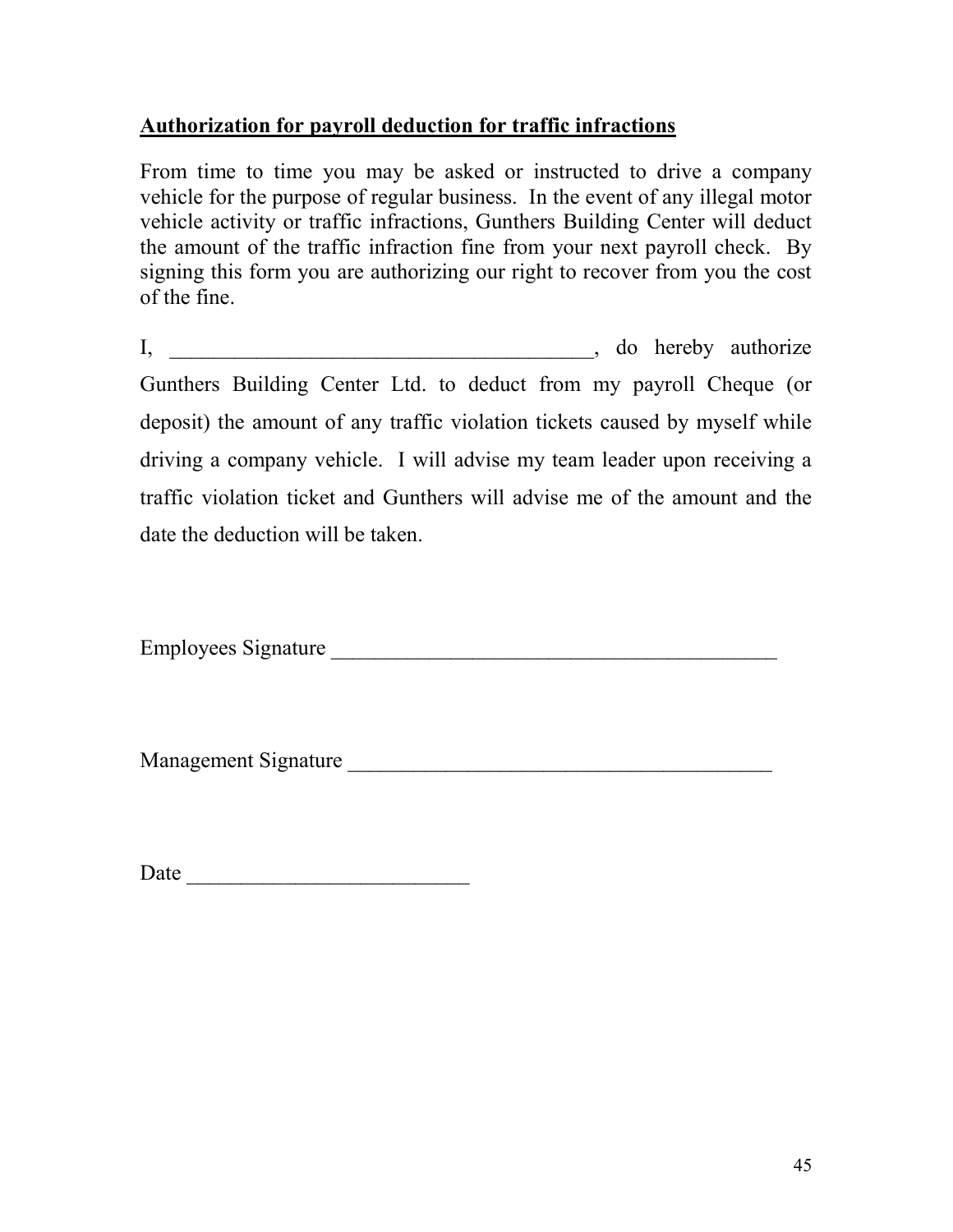**Authorization for payroll deduction for traffic infractions**

From time to time you may be asked or instructed to drive a company vehicle for the purpose of regular business. In the event of any illegal motor vehicle activity or traffic infractions, Gunthers Building Center will deduct the amount of the traffic infraction fine from your next payroll check. By signing this form you are authorizing our right to recover from you the cost of the fine.

I, ________________________________________, do hereby authorize Gunthers Building Center Ltd. to deduct from my payroll Cheque (or deposit) the amount of any traffic violation tickets caused by myself while driving a company vehicle. I will advise my team leader upon receiving a traffic violation ticket and Gunthers will advise me of the amount and the date the deduction will be taken.

Employees Signature ___________________________________________

Management Signature _________________________________________

Date __________________________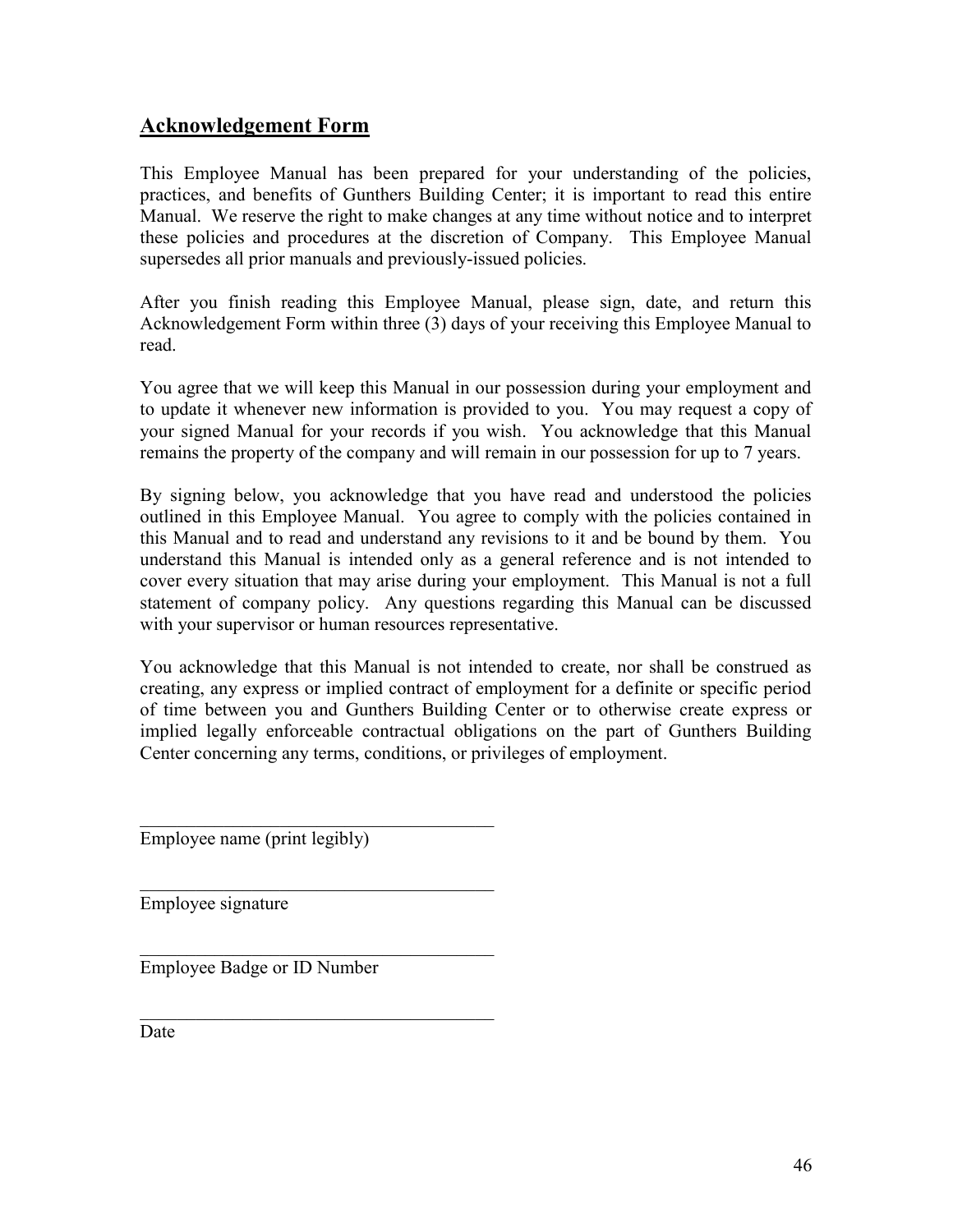## Acknowledgement Form

This Employee Manual has been prepared for your understanding of the policies, practices, and benefits of Gunthers Building Center; it is important to read this entire Manual. We reserve the right to make changes at any time without notice and to interpret these policies and procedures at the discretion of Company. This Employee Manual supersedes all prior manuals and previously-issued policies.

After you finish reading this Employee Manual, please sign, date, and return this Acknowledgement Form within three (3) days of your receiving this Employee Manual to read.

You agree that we will keep this Manual in our possession during your employment and to update it whenever new information is provided to you. You may request a copy of your signed Manual for your records if you wish. You acknowledge that this Manual remains the property of the company and will remain in our possession for up to 7 years.

By signing below, you acknowledge that you have read and understood the policies outlined in this Employee Manual. You agree to comply with the policies contained in this Manual and to read and understand any revisions to it and be bound by them. You understand this Manual is intended only as a general reference and is not intended to cover every situation that may arise during your employment. This Manual is not a full statement of company policy. Any questions regarding this Manual can be discussed with your supervisor or human resources representative.

You acknowledge that this Manual is not intended to create, nor shall be construed as creating, any express or implied contract of employment for a definite or specific period of time between you and Gunthers Building Center or to otherwise create express or implied legally enforceable contractual obligations on the part of Gunthers Building Center concerning any terms, conditions, or privileges of employment.

\_\_\_\_\_\_\_\_\_\_\_\_\_\_\_\_\_\_\_\_\_\_\_\_\_\_\_\_\_\_\_\_\_\_\_\_\_\_\_\_

Employee name (print legibly)

\_\_\_\_\_\_\_\_\_\_\_\_\_\_\_\_\_\_\_\_\_\_\_\_\_\_\_\_\_\_\_\_\_\_\_\_\_\_\_\_

Employee signature

\_\_\_\_\_\_\_\_\_\_\_\_\_\_\_\_\_\_\_\_\_\_\_\_\_\_\_\_\_\_\_\_\_\_\_\_\_\_\_\_

Employee Badge or ID Number

\_\_\_\_\_\_\_\_\_\_\_\_\_\_\_\_\_\_\_\_\_\_\_\_\_\_\_\_\_\_\_\_\_\_\_\_\_\_\_\_

Date